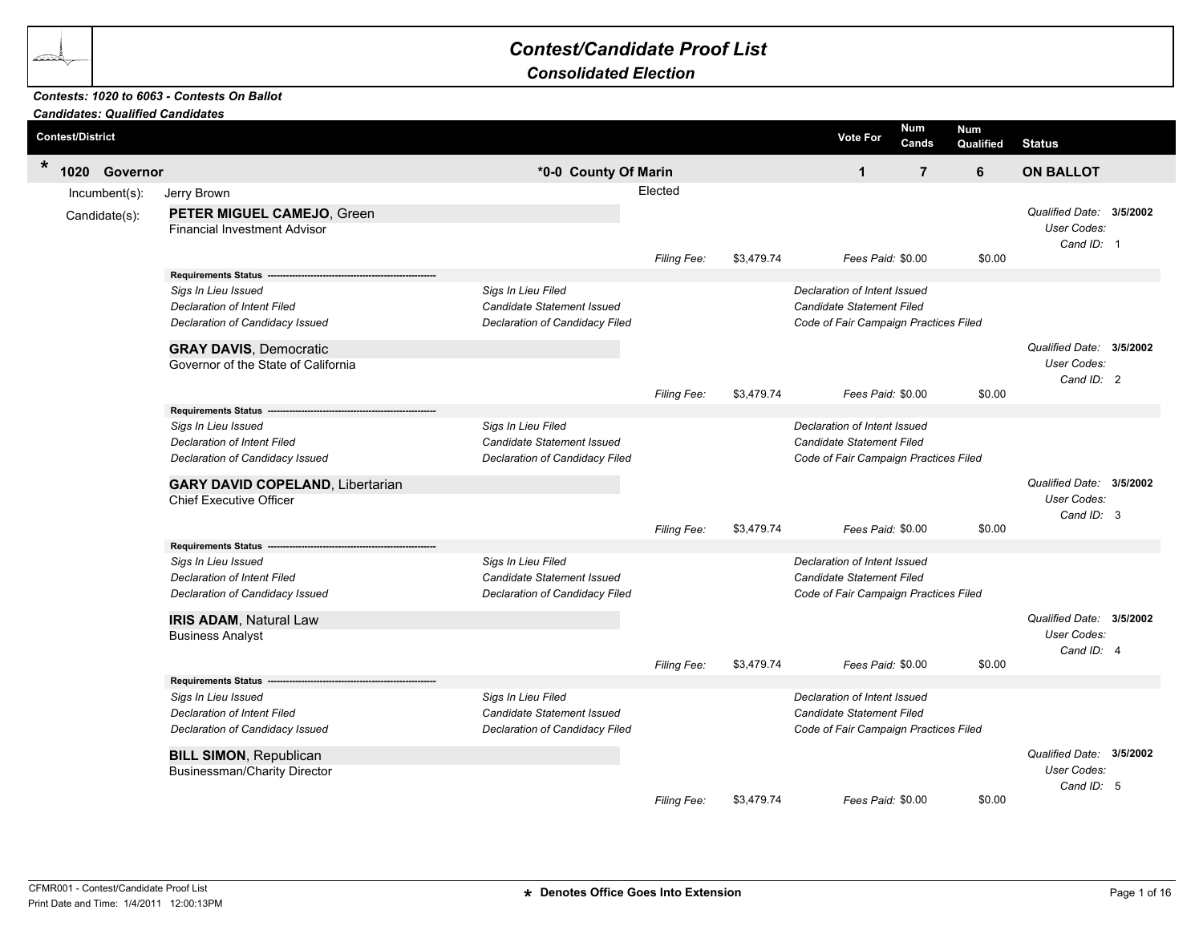# Contest/Candidate Proof List

## Consolidated Election

***Contests: 1020 to 6063 - Contests On Ballot***
***Candidates: Qualified Candidates***

| Contest/District | | Vote For | Num Cands | Num Qualified | Status |
|---|---|---|---|---|---|
| * **1020 Governor** | ***0-0 County Of Marin** | **1** | **7** | **6** | **ON BALLOT** |

Incumbent(s): Jerry Brown — Elected

Candidate(s):

**PETER MIGUEL CAMEJO**, Green
Financial Investment Advisor

*Qualified Date:* **3/5/2002**
*User Codes:*
*Cand ID:* 1

*Filing Fee:* $3,479.74 — *Fees Paid:* $0.00 — $0.00

**Requirements Status**

| | | |
|---|---|---|
| *Sigs In Lieu Issued* | *Sigs In Lieu Filed* | *Declaration of Intent Issued* |
| *Declaration of Intent Filed* | *Candidate Statement Issued* | *Candidate Statement Filed* |
| *Declaration of Candidacy Issued* | *Declaration of Candidacy Filed* | *Code of Fair Campaign Practices Filed* |

**GRAY DAVIS**, Democratic
Governor of the State of California

*Qualified Date:* **3/5/2002**
*User Codes:*
*Cand ID:* 2

*Filing Fee:* $3,479.74 — *Fees Paid:* $0.00 — $0.00

**Requirements Status**

| | | |
|---|---|---|
| *Sigs In Lieu Issued* | *Sigs In Lieu Filed* | *Declaration of Intent Issued* |
| *Declaration of Intent Filed* | *Candidate Statement Issued* | *Candidate Statement Filed* |
| *Declaration of Candidacy Issued* | *Declaration of Candidacy Filed* | *Code of Fair Campaign Practices Filed* |

**GARY DAVID COPELAND**, Libertarian
Chief Executive Officer

*Qualified Date:* **3/5/2002**
*User Codes:*
*Cand ID:* 3

*Filing Fee:* $3,479.74 — *Fees Paid:* $0.00 — $0.00

**Requirements Status**

| | | |
|---|---|---|
| *Sigs In Lieu Issued* | *Sigs In Lieu Filed* | *Declaration of Intent Issued* |
| *Declaration of Intent Filed* | *Candidate Statement Issued* | *Candidate Statement Filed* |
| *Declaration of Candidacy Issued* | *Declaration of Candidacy Filed* | *Code of Fair Campaign Practices Filed* |

**IRIS ADAM**, Natural Law
Business Analyst

*Qualified Date:* **3/5/2002**
*User Codes:*
*Cand ID:* 4

*Filing Fee:* $3,479.74 — *Fees Paid:* $0.00 — $0.00

**Requirements Status**

| | | |
|---|---|---|
| *Sigs In Lieu Issued* | *Sigs In Lieu Filed* | *Declaration of Intent Issued* |
| *Declaration of Intent Filed* | *Candidate Statement Issued* | *Candidate Statement Filed* |
| *Declaration of Candidacy Issued* | *Declaration of Candidacy Filed* | *Code of Fair Campaign Practices Filed* |

**BILL SIMON**, Republican
Businessman/Charity Director

*Qualified Date:* **3/5/2002**
*User Codes:*
*Cand ID:* 5

*Filing Fee:* $3,479.74 — *Fees Paid:* $0.00 — $0.00

CFMR001 - Contest/Candidate Proof List
Print Date and Time: 1/4/2011 12:00:13PM

**\* Denotes Office Goes Into Extension**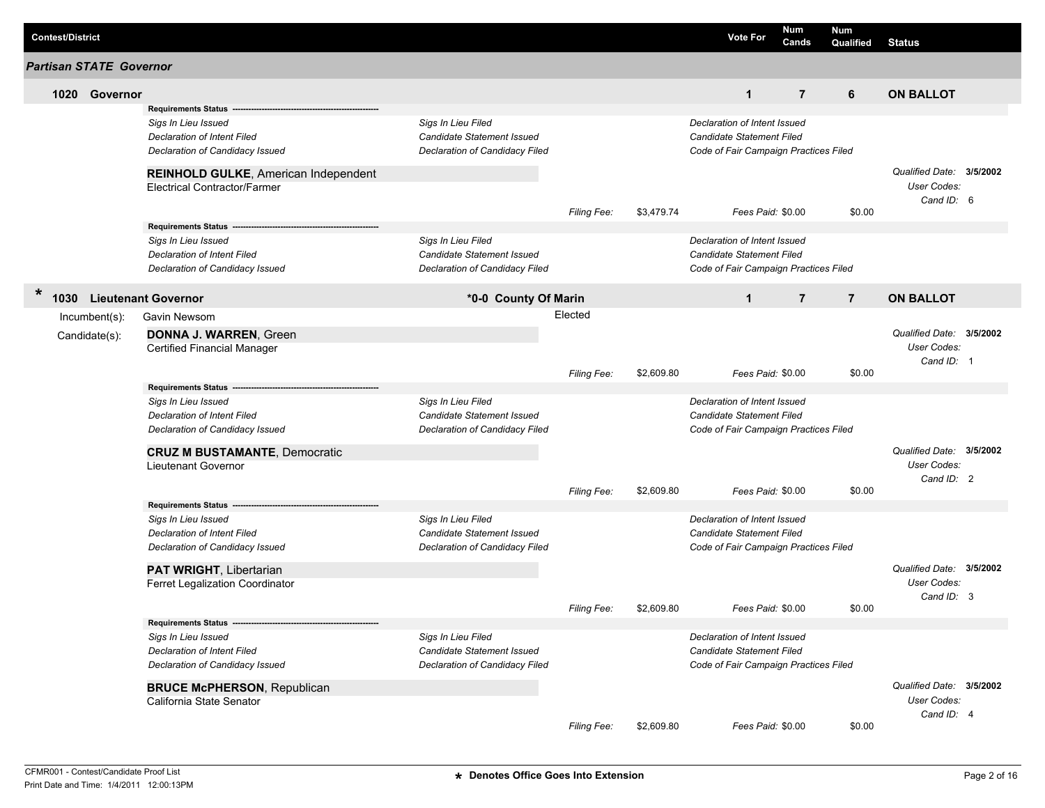| Contest/District | Vote For | Num Cands | Num Qualified | Status |
|---|---|---|---|---|

### Partisan STATE Governor

**1020 Governor** — Vote For: 1 | Num Cands: 7 | Num Qualified: 6 | **ON BALLOT**

**Requirements Status** ---

- *Sigs In Lieu Issued*
- *Sigs In Lieu Filed*
- *Declaration of Intent Issued*
- *Declaration of Intent Filed*
- *Candidate Statement Issued*
- *Candidate Statement Filed*
- *Declaration of Candidacy Issued*
- *Declaration of Candidacy Filed*
- *Code of Fair Campaign Practices Filed*

**REINHOLD GULKE**, American Independent
Electrical Contractor/Farmer

*Qualified Date:* **3/5/2002**
*User Codes:*
*Cand ID:* 6

*Filing Fee:* $3,479.74 *Fees Paid:* $0.00 $0.00

**Requirements Status** ---

- *Sigs In Lieu Issued*
- *Sigs In Lieu Filed*
- *Declaration of Intent Issued*
- *Declaration of Intent Filed*
- *Candidate Statement Issued*
- *Candidate Statement Filed*
- *Declaration of Candidacy Issued*
- *Declaration of Candidacy Filed*
- *Code of Fair Campaign Practices Filed*

**\* 1030 Lieutenant Governor** — **\*0-0 County Of Marin** — Vote For: 1 | Num Cands: 7 | Num Qualified: 7 | **ON BALLOT**

Incumbent(s): Gavin Newsom — Elected

Candidate(s):

**DONNA J. WARREN**, Green
Certified Financial Manager

*Qualified Date:* **3/5/2002**
*User Codes:*
*Cand ID:* 1

*Filing Fee:* $2,609.80 *Fees Paid:* $0.00 $0.00

**Requirements Status** ---

- *Sigs In Lieu Issued*
- *Sigs In Lieu Filed*
- *Declaration of Intent Issued*
- *Declaration of Intent Filed*
- *Candidate Statement Issued*
- *Candidate Statement Filed*
- *Declaration of Candidacy Issued*
- *Declaration of Candidacy Filed*
- *Code of Fair Campaign Practices Filed*

**CRUZ M BUSTAMANTE**, Democratic
Lieutenant Governor

*Qualified Date:* **3/5/2002**
*User Codes:*
*Cand ID:* 2

*Filing Fee:* $2,609.80 *Fees Paid:* $0.00 $0.00

**Requirements Status** ---

- *Sigs In Lieu Issued*
- *Sigs In Lieu Filed*
- *Declaration of Intent Issued*
- *Declaration of Intent Filed*
- *Candidate Statement Issued*
- *Candidate Statement Filed*
- *Declaration of Candidacy Issued*
- *Declaration of Candidacy Filed*
- *Code of Fair Campaign Practices Filed*

**PAT WRIGHT**, Libertarian
Ferret Legalization Coordinator

*Qualified Date:* **3/5/2002**
*User Codes:*
*Cand ID:* 3

*Filing Fee:* $2,609.80 *Fees Paid:* $0.00 $0.00

**Requirements Status** ---

- *Sigs In Lieu Issued*
- *Sigs In Lieu Filed*
- *Declaration of Intent Issued*
- *Declaration of Intent Filed*
- *Candidate Statement Issued*
- *Candidate Statement Filed*
- *Declaration of Candidacy Issued*
- *Declaration of Candidacy Filed*
- *Code of Fair Campaign Practices Filed*

**BRUCE McPHERSON**, Republican
California State Senator

*Qualified Date:* **3/5/2002**
*User Codes:*
*Cand ID:* 4

*Filing Fee:* $2,609.80 *Fees Paid:* $0.00 $0.00

CFMR001 - Contest/Candidate Proof List
Print Date and Time: 1/4/2011 12:00:13PM

**\* Denotes Office Goes Into Extension**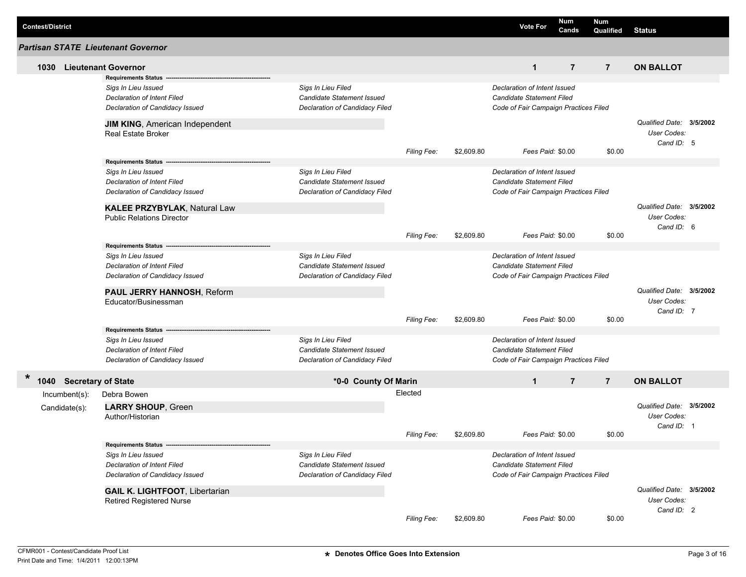| Contest/District | Vote For | Num Cands | Num Qualified | Status |
|---|---|---|---|---|

## Partisan STATE Lieutenant Governor

| 1030 Lieutenant Governor | Vote For | Num Cands | Num Qualified | Status |
|---|---|---|---|---|
| | 1 | 7 | 7 | ON BALLOT |

**Requirements Status**

*Sigs In Lieu Issued* | *Sigs In Lieu Filed* | *Declaration of Intent Issued*
*Declaration of Intent Filed* | *Candidate Statement Issued* | *Candidate Statement Filed*
*Declaration of Candidacy Issued* | *Declaration of Candidacy Filed* | *Code of Fair Campaign Practices Filed*

**JIM KING**, American Independent
Real Estate Broker

*Qualified Date:* **3/5/2002**
*User Codes:*
*Cand ID:* 5

*Filing Fee:* $2,609.80 | *Fees Paid:* $0.00 | $0.00

**Requirements Status**

*Sigs In Lieu Issued* | *Sigs In Lieu Filed* | *Declaration of Intent Issued*
*Declaration of Intent Filed* | *Candidate Statement Issued* | *Candidate Statement Filed*
*Declaration of Candidacy Issued* | *Declaration of Candidacy Filed* | *Code of Fair Campaign Practices Filed*

**KALEE PRZYBYLAK**, Natural Law
Public Relations Director

*Qualified Date:* **3/5/2002**
*User Codes:*
*Cand ID:* 6

*Filing Fee:* $2,609.80 | *Fees Paid:* $0.00 | $0.00

**Requirements Status**

*Sigs In Lieu Issued* | *Sigs In Lieu Filed* | *Declaration of Intent Issued*
*Declaration of Intent Filed* | *Candidate Statement Issued* | *Candidate Statement Filed*
*Declaration of Candidacy Issued* | *Declaration of Candidacy Filed* | *Code of Fair Campaign Practices Filed*

**PAUL JERRY HANNOSH**, Reform
Educator/Businessman

*Qualified Date:* **3/5/2002**
*User Codes:*
*Cand ID:* 7

*Filing Fee:* $2,609.80 | *Fees Paid:* $0.00 | $0.00

**Requirements Status**

*Sigs In Lieu Issued* | *Sigs In Lieu Filed* | *Declaration of Intent Issued*
*Declaration of Intent Filed* | *Candidate Statement Issued* | *Candidate Statement Filed*
*Declaration of Candidacy Issued* | *Declaration of Candidacy Filed* | *Code of Fair Campaign Practices Filed*

| * 1040 Secretary of State | *0-0 County Of Marin | Vote For | Num Cands | Num Qualified | Status |
|---|---|---|---|---|---|
| | | 1 | 7 | 7 | ON BALLOT |

Incumbent(s): Debra Bowen — Elected

Candidate(s):

**LARRY SHOUP**, Green
Author/Historian

*Qualified Date:* **3/5/2002**
*User Codes:*
*Cand ID:* 1

*Filing Fee:* $2,609.80 | *Fees Paid:* $0.00 | $0.00

**Requirements Status**

*Sigs In Lieu Issued* | *Sigs In Lieu Filed* | *Declaration of Intent Issued*
*Declaration of Intent Filed* | *Candidate Statement Issued* | *Candidate Statement Filed*
*Declaration of Candidacy Issued* | *Declaration of Candidacy Filed* | *Code of Fair Campaign Practices Filed*

**GAIL K. LIGHTFOOT**, Libertarian
Retired Registered Nurse

*Qualified Date:* **3/5/2002**
*User Codes:*
*Cand ID:* 2

*Filing Fee:* $2,609.80 | *Fees Paid:* $0.00 | $0.00

CFMR001 - Contest/Candidate Proof List
Print Date and Time: 1/4/2011 12:00:13PM

**\* Denotes Office Goes Into Extension**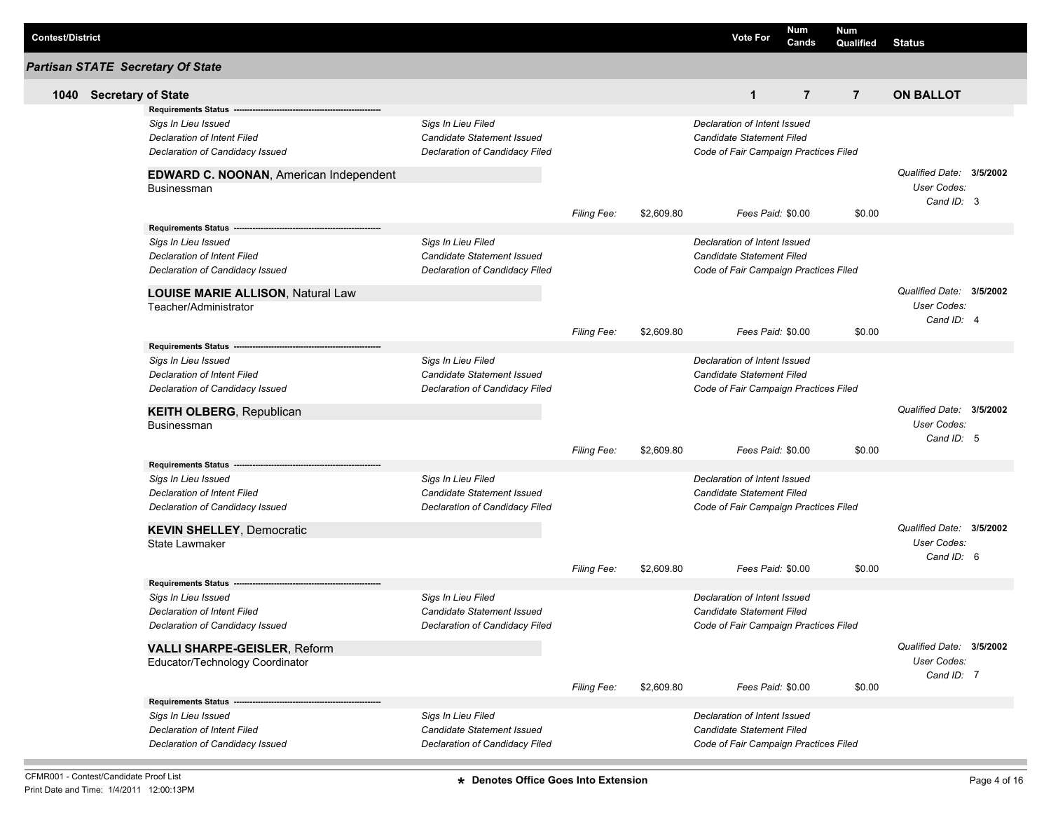| Contest/District | Vote For | Num Cands | Num Qualified | Status |
|---|---|---|---|---|

## Partisan STATE Secretary Of State

| 1040 Secretary of State | Vote For | Num Cands | Num Qualified | Status |
|---|---|---|---|---|
| | 1 | 7 | 7 | ON BALLOT |

**Requirements Status** ---------------------------------------------------------

| | | |
|---|---|---|
| *Sigs In Lieu Issued* | *Sigs In Lieu Filed* | *Declaration of Intent Issued* |
| *Declaration of Intent Filed* | *Candidate Statement Issued* | *Candidate Statement Filed* |
| *Declaration of Candidacy Issued* | *Declaration of Candidacy Filed* | *Code of Fair Campaign Practices Filed* |

**EDWARD C. NOONAN**, American Independent
Businessman

*Qualified Date:* **3/5/2002**
*User Codes:*
*Cand ID:* 3

*Filing Fee:* $2,609.80 *Fees Paid:* $0.00 $0.00

**Requirements Status** ---------------------------------------------------------

| | | |
|---|---|---|
| *Sigs In Lieu Issued* | *Sigs In Lieu Filed* | *Declaration of Intent Issued* |
| *Declaration of Intent Filed* | *Candidate Statement Issued* | *Candidate Statement Filed* |
| *Declaration of Candidacy Issued* | *Declaration of Candidacy Filed* | *Code of Fair Campaign Practices Filed* |

**LOUISE MARIE ALLISON**, Natural Law
Teacher/Administrator

*Qualified Date:* **3/5/2002**
*User Codes:*
*Cand ID:* 4

*Filing Fee:* $2,609.80 *Fees Paid:* $0.00 $0.00

**Requirements Status** ---------------------------------------------------------

| | | |
|---|---|---|
| *Sigs In Lieu Issued* | *Sigs In Lieu Filed* | *Declaration of Intent Issued* |
| *Declaration of Intent Filed* | *Candidate Statement Issued* | *Candidate Statement Filed* |
| *Declaration of Candidacy Issued* | *Declaration of Candidacy Filed* | *Code of Fair Campaign Practices Filed* |

**KEITH OLBERG**, Republican
Businessman

*Qualified Date:* **3/5/2002**
*User Codes:*
*Cand ID:* 5

*Filing Fee:* $2,609.80 *Fees Paid:* $0.00 $0.00

**Requirements Status** ---------------------------------------------------------

| | | |
|---|---|---|
| *Sigs In Lieu Issued* | *Sigs In Lieu Filed* | *Declaration of Intent Issued* |
| *Declaration of Intent Filed* | *Candidate Statement Issued* | *Candidate Statement Filed* |
| *Declaration of Candidacy Issued* | *Declaration of Candidacy Filed* | *Code of Fair Campaign Practices Filed* |

**KEVIN SHELLEY**, Democratic
State Lawmaker

*Qualified Date:* **3/5/2002**
*User Codes:*
*Cand ID:* 6

*Filing Fee:* $2,609.80 *Fees Paid:* $0.00 $0.00

**Requirements Status** ---------------------------------------------------------

| | | |
|---|---|---|
| *Sigs In Lieu Issued* | *Sigs In Lieu Filed* | *Declaration of Intent Issued* |
| *Declaration of Intent Filed* | *Candidate Statement Issued* | *Candidate Statement Filed* |
| *Declaration of Candidacy Issued* | *Declaration of Candidacy Filed* | *Code of Fair Campaign Practices Filed* |

**VALLI SHARPE-GEISLER**, Reform
Educator/Technology Coordinator

*Qualified Date:* **3/5/2002**
*User Codes:*
*Cand ID:* 7

*Filing Fee:* $2,609.80 *Fees Paid:* $0.00 $0.00

**Requirements Status** ---------------------------------------------------------

| | | |
|---|---|---|
| *Sigs In Lieu Issued* | *Sigs In Lieu Filed* | *Declaration of Intent Issued* |
| *Declaration of Intent Filed* | *Candidate Statement Issued* | *Candidate Statement Filed* |
| *Declaration of Candidacy Issued* | *Declaration of Candidacy Filed* | *Code of Fair Campaign Practices Filed* |

**\*** **Denotes Office Goes Into Extension**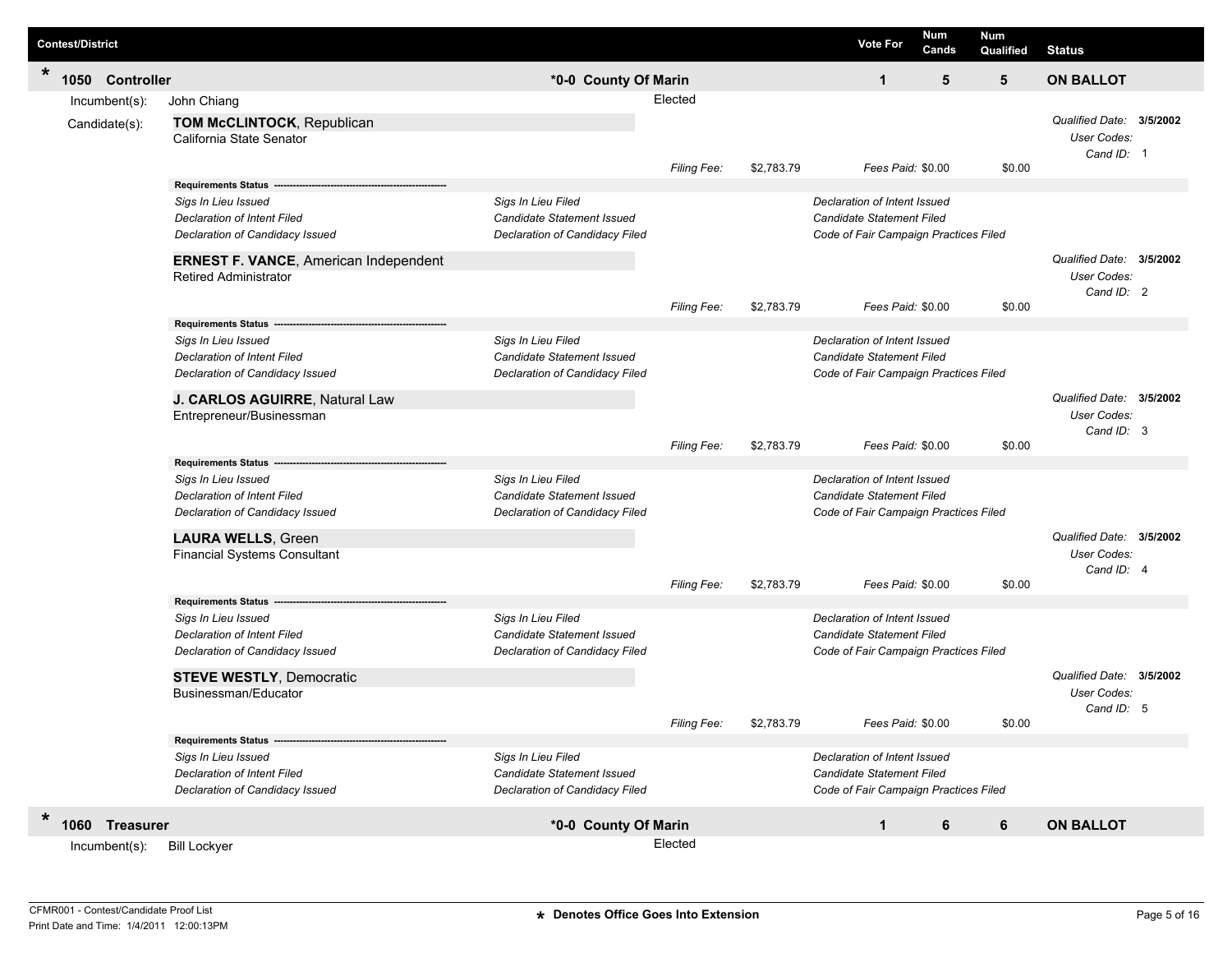| Contest/District | | Vote For | Num Cands | Num Qualified | Status |
|---|---|---|---|---|---|
| * 1050 Controller | *0-0 County Of Marin | 1 | 5 | 5 | ON BALLOT |

Incumbent(s): John Chiang — Elected

Candidate(s):

**TOM McCLINTOCK**, Republican
California State Senator

*Qualified Date:* 3/5/2002
*User Codes:*
*Cand ID:* 1

*Filing Fee:* $2,783.79 *Fees Paid:* $0.00 $0.00

**Requirements Status**

| | | |
|---|---|---|
| *Sigs In Lieu Issued* | *Sigs In Lieu Filed* | *Declaration of Intent Issued* |
| *Declaration of Intent Filed* | *Candidate Statement Issued* | *Candidate Statement Filed* |
| *Declaration of Candidacy Issued* | *Declaration of Candidacy Filed* | *Code of Fair Campaign Practices Filed* |

**ERNEST F. VANCE**, American Independent
Retired Administrator

*Qualified Date:* 3/5/2002
*User Codes:*
*Cand ID:* 2

*Filing Fee:* $2,783.79 *Fees Paid:* $0.00 $0.00

**Requirements Status**

| | | |
|---|---|---|
| *Sigs In Lieu Issued* | *Sigs In Lieu Filed* | *Declaration of Intent Issued* |
| *Declaration of Intent Filed* | *Candidate Statement Issued* | *Candidate Statement Filed* |
| *Declaration of Candidacy Issued* | *Declaration of Candidacy Filed* | *Code of Fair Campaign Practices Filed* |

**J. CARLOS AGUIRRE**, Natural Law
Entrepreneur/Businessman

*Qualified Date:* 3/5/2002
*User Codes:*
*Cand ID:* 3

*Filing Fee:* $2,783.79 *Fees Paid:* $0.00 $0.00

**Requirements Status**

| | | |
|---|---|---|
| *Sigs In Lieu Issued* | *Sigs In Lieu Filed* | *Declaration of Intent Issued* |
| *Declaration of Intent Filed* | *Candidate Statement Issued* | *Candidate Statement Filed* |
| *Declaration of Candidacy Issued* | *Declaration of Candidacy Filed* | *Code of Fair Campaign Practices Filed* |

**LAURA WELLS**, Green
Financial Systems Consultant

*Qualified Date:* 3/5/2002
*User Codes:*
*Cand ID:* 4

*Filing Fee:* $2,783.79 *Fees Paid:* $0.00 $0.00

**Requirements Status**

| | | |
|---|---|---|
| *Sigs In Lieu Issued* | *Sigs In Lieu Filed* | *Declaration of Intent Issued* |
| *Declaration of Intent Filed* | *Candidate Statement Issued* | *Candidate Statement Filed* |
| *Declaration of Candidacy Issued* | *Declaration of Candidacy Filed* | *Code of Fair Campaign Practices Filed* |

**STEVE WESTLY**, Democratic
Businessman/Educator

*Qualified Date:* 3/5/2002
*User Codes:*
*Cand ID:* 5

*Filing Fee:* $2,783.79 *Fees Paid:* $0.00 $0.00

**Requirements Status**

| | | |
|---|---|---|
| *Sigs In Lieu Issued* | *Sigs In Lieu Filed* | *Declaration of Intent Issued* |
| *Declaration of Intent Filed* | *Candidate Statement Issued* | *Candidate Statement Filed* |
| *Declaration of Candidacy Issued* | *Declaration of Candidacy Filed* | *Code of Fair Campaign Practices Filed* |

| Contest/District | | Vote For | Num Cands | Num Qualified | Status |
|---|---|---|---|---|---|
| * 1060 Treasurer | *0-0 County Of Marin | 1 | 6 | 6 | ON BALLOT |

Incumbent(s): Bill Lockyer — Elected

CFMR001 - Contest/Candidate Proof List
Print Date and Time: 1/4/2011 12:00:13PM

* Denotes Office Goes Into Extension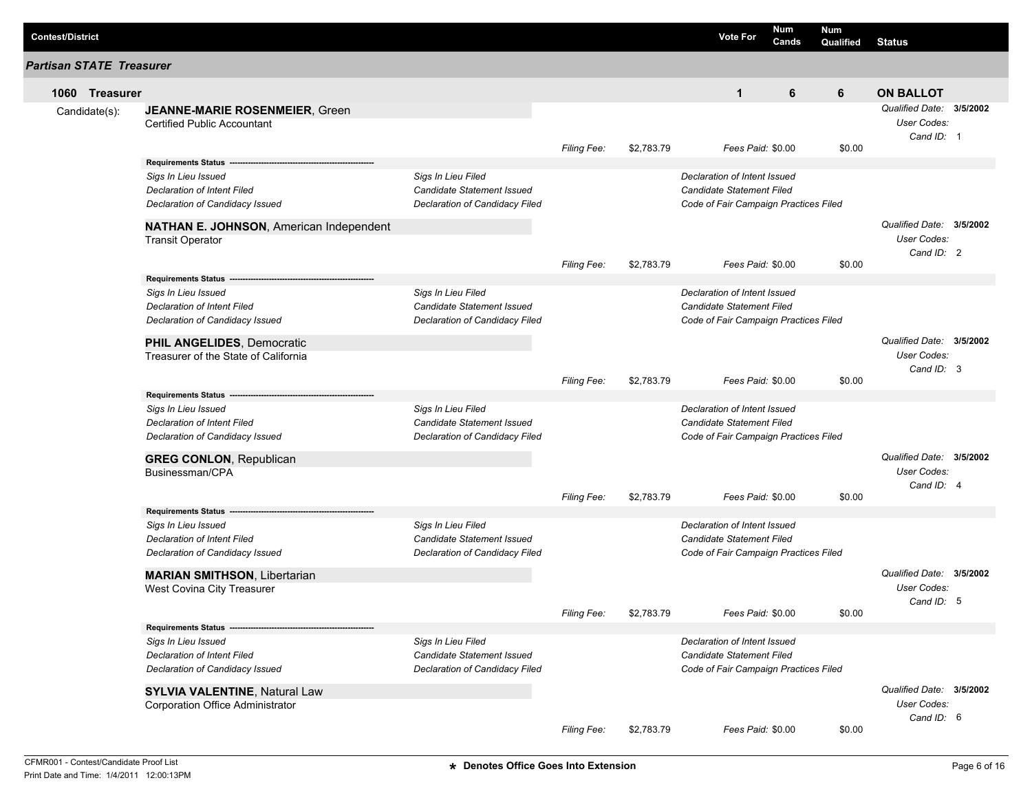| Contest/District | Vote For | Num Cands | Num Qualified | Status |
|---|---|---|---|---|

## Partisan STATE Treasurer

| 1060 Treasurer | Vote For | Num Cands | Num Qualified | Status |
|---|---|---|---|---|
| | 1 | 6 | 6 | ON BALLOT |

Candidate(s):

**JEANNE-MARIE ROSENMEIER**, Green
Certified Public Accountant

*Qualified Date:* **3/5/2002**
*User Codes:*
*Cand ID:* 1

*Filing Fee:* $2,783.79 *Fees Paid:* $0.00 $0.00

**Requirements Status** ---------------------------------------------------------

| | | |
|---|---|---|
| *Sigs In Lieu Issued* | *Sigs In Lieu Filed* | *Declaration of Intent Issued* |
| *Declaration of Intent Filed* | *Candidate Statement Issued* | *Candidate Statement Filed* |
| *Declaration of Candidacy Issued* | *Declaration of Candidacy Filed* | *Code of Fair Campaign Practices Filed* |

**NATHAN E. JOHNSON**, American Independent
Transit Operator

*Qualified Date:* **3/5/2002**
*User Codes:*
*Cand ID:* 2

*Filing Fee:* $2,783.79 *Fees Paid:* $0.00 $0.00

**Requirements Status** ---------------------------------------------------------

| | | |
|---|---|---|
| *Sigs In Lieu Issued* | *Sigs In Lieu Filed* | *Declaration of Intent Issued* |
| *Declaration of Intent Filed* | *Candidate Statement Issued* | *Candidate Statement Filed* |
| *Declaration of Candidacy Issued* | *Declaration of Candidacy Filed* | *Code of Fair Campaign Practices Filed* |

**PHIL ANGELIDES**, Democratic
Treasurer of the State of California

*Qualified Date:* **3/5/2002**
*User Codes:*
*Cand ID:* 3

*Filing Fee:* $2,783.79 *Fees Paid:* $0.00 $0.00

**Requirements Status** ---------------------------------------------------------

| | | |
|---|---|---|
| *Sigs In Lieu Issued* | *Sigs In Lieu Filed* | *Declaration of Intent Issued* |
| *Declaration of Intent Filed* | *Candidate Statement Issued* | *Candidate Statement Filed* |
| *Declaration of Candidacy Issued* | *Declaration of Candidacy Filed* | *Code of Fair Campaign Practices Filed* |

**GREG CONLON**, Republican
Businessman/CPA

*Qualified Date:* **3/5/2002**
*User Codes:*
*Cand ID:* 4

*Filing Fee:* $2,783.79 *Fees Paid:* $0.00 $0.00

**Requirements Status** ---------------------------------------------------------

| | | |
|---|---|---|
| *Sigs In Lieu Issued* | *Sigs In Lieu Filed* | *Declaration of Intent Issued* |
| *Declaration of Intent Filed* | *Candidate Statement Issued* | *Candidate Statement Filed* |
| *Declaration of Candidacy Issued* | *Declaration of Candidacy Filed* | *Code of Fair Campaign Practices Filed* |

**MARIAN SMITHSON**, Libertarian
West Covina City Treasurer

*Qualified Date:* **3/5/2002**
*User Codes:*
*Cand ID:* 5

*Filing Fee:* $2,783.79 *Fees Paid:* $0.00 $0.00

**Requirements Status** ---------------------------------------------------------

| | | |
|---|---|---|
| *Sigs In Lieu Issued* | *Sigs In Lieu Filed* | *Declaration of Intent Issued* |
| *Declaration of Intent Filed* | *Candidate Statement Issued* | *Candidate Statement Filed* |
| *Declaration of Candidacy Issued* | *Declaration of Candidacy Filed* | *Code of Fair Campaign Practices Filed* |

**SYLVIA VALENTINE**, Natural Law
Corporation Office Administrator

*Qualified Date:* **3/5/2002**
*User Codes:*
*Cand ID:* 6

*Filing Fee:* $2,783.79 *Fees Paid:* $0.00 $0.00

CFMR001 - Contest/Candidate Proof List
Print Date and Time: 1/4/2011 12:00:13PM

* Denotes Office Goes Into Extension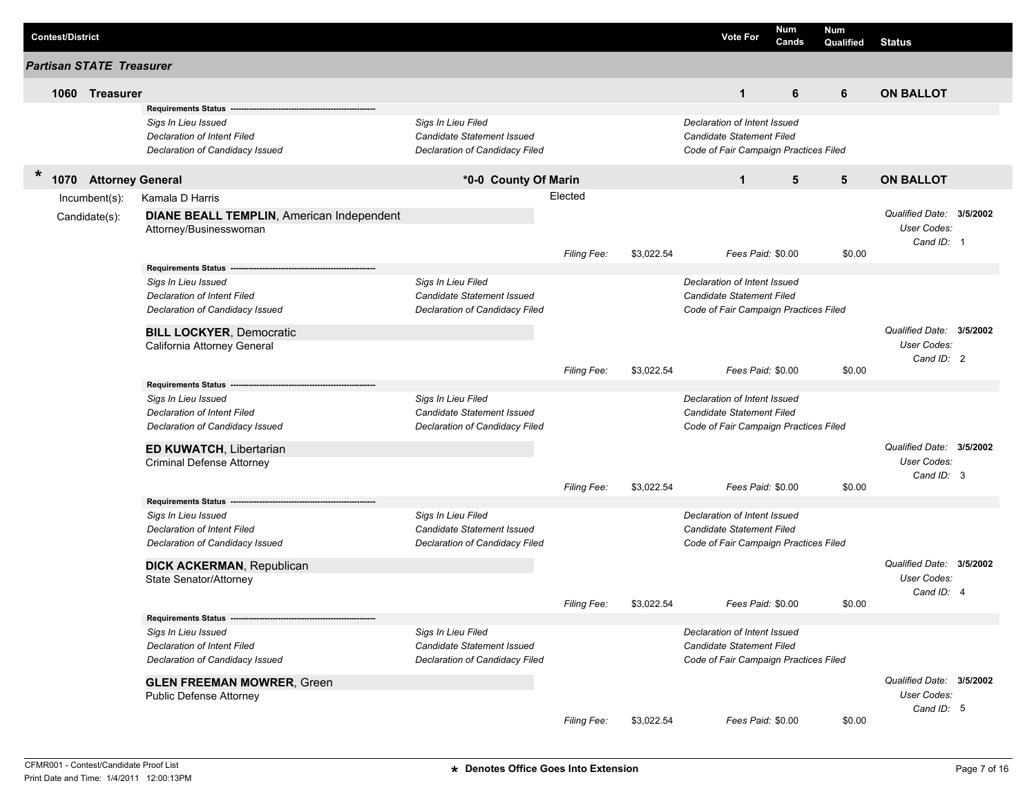| Contest/District | Vote For | Num Cands | Num Qualified | Status |
|---|---|---|---|---|

## Partisan STATE Treasurer

**1060 Treasurer** | Vote For: 1 | Num Cands: 6 | Num Qualified: 6 | **ON BALLOT**

**Requirements Status** ----------------------------------------

| | | |
|---|---|---|
| *Sigs In Lieu Issued* | *Sigs In Lieu Filed* | *Declaration of Intent Issued* |
| *Declaration of Intent Filed* | *Candidate Statement Issued* | *Candidate Statement Filed* |
| *Declaration of Candidacy Issued* | *Declaration of Candidacy Filed* | *Code of Fair Campaign Practices Filed* |

**\* 1070 Attorney General** | **\*0-0 County Of Marin** | Vote For: 1 | Num Cands: 5 | Num Qualified: 5 | **ON BALLOT**

Incumbent(s): Kamala D Harris — Elected

Candidate(s):

**DIANE BEALL TEMPLIN**, American Independent
Attorney/Businesswoman
*Filing Fee:* $3,022.54 *Fees Paid:* $0.00 $0.00
*Qualified Date:* **3/5/2002** *User Codes:* *Cand ID:* 1

**Requirements Status** ----------------------------------------

| | | |
|---|---|---|
| *Sigs In Lieu Issued* | *Sigs In Lieu Filed* | *Declaration of Intent Issued* |
| *Declaration of Intent Filed* | *Candidate Statement Issued* | *Candidate Statement Filed* |
| *Declaration of Candidacy Issued* | *Declaration of Candidacy Filed* | *Code of Fair Campaign Practices Filed* |

**BILL LOCKYER**, Democratic
California Attorney General
*Filing Fee:* $3,022.54 *Fees Paid:* $0.00 $0.00
*Qualified Date:* **3/5/2002** *User Codes:* *Cand ID:* 2

**Requirements Status** ----------------------------------------

| | | |
|---|---|---|
| *Sigs In Lieu Issued* | *Sigs In Lieu Filed* | *Declaration of Intent Issued* |
| *Declaration of Intent Filed* | *Candidate Statement Issued* | *Candidate Statement Filed* |
| *Declaration of Candidacy Issued* | *Declaration of Candidacy Filed* | *Code of Fair Campaign Practices Filed* |

**ED KUWATCH**, Libertarian
Criminal Defense Attorney
*Filing Fee:* $3,022.54 *Fees Paid:* $0.00 $0.00
*Qualified Date:* **3/5/2002** *User Codes:* *Cand ID:* 3

**Requirements Status** ----------------------------------------

| | | |
|---|---|---|
| *Sigs In Lieu Issued* | *Sigs In Lieu Filed* | *Declaration of Intent Issued* |
| *Declaration of Intent Filed* | *Candidate Statement Issued* | *Candidate Statement Filed* |
| *Declaration of Candidacy Issued* | *Declaration of Candidacy Filed* | *Code of Fair Campaign Practices Filed* |

**DICK ACKERMAN**, Republican
State Senator/Attorney
*Filing Fee:* $3,022.54 *Fees Paid:* $0.00 $0.00
*Qualified Date:* **3/5/2002** *User Codes:* *Cand ID:* 4

**Requirements Status** ----------------------------------------

| | | |
|---|---|---|
| *Sigs In Lieu Issued* | *Sigs In Lieu Filed* | *Declaration of Intent Issued* |
| *Declaration of Intent Filed* | *Candidate Statement Issued* | *Candidate Statement Filed* |
| *Declaration of Candidacy Issued* | *Declaration of Candidacy Filed* | *Code of Fair Campaign Practices Filed* |

**GLEN FREEMAN MOWRER**, Green
Public Defense Attorney
*Filing Fee:* $3,022.54 *Fees Paid:* $0.00 $0.00
*Qualified Date:* **3/5/2002** *User Codes:* *Cand ID:* 5

CFMR001 - Contest/Candidate Proof List
Print Date and Time: 1/4/2011 12:00:13PM

**\* Denotes Office Goes Into Extension**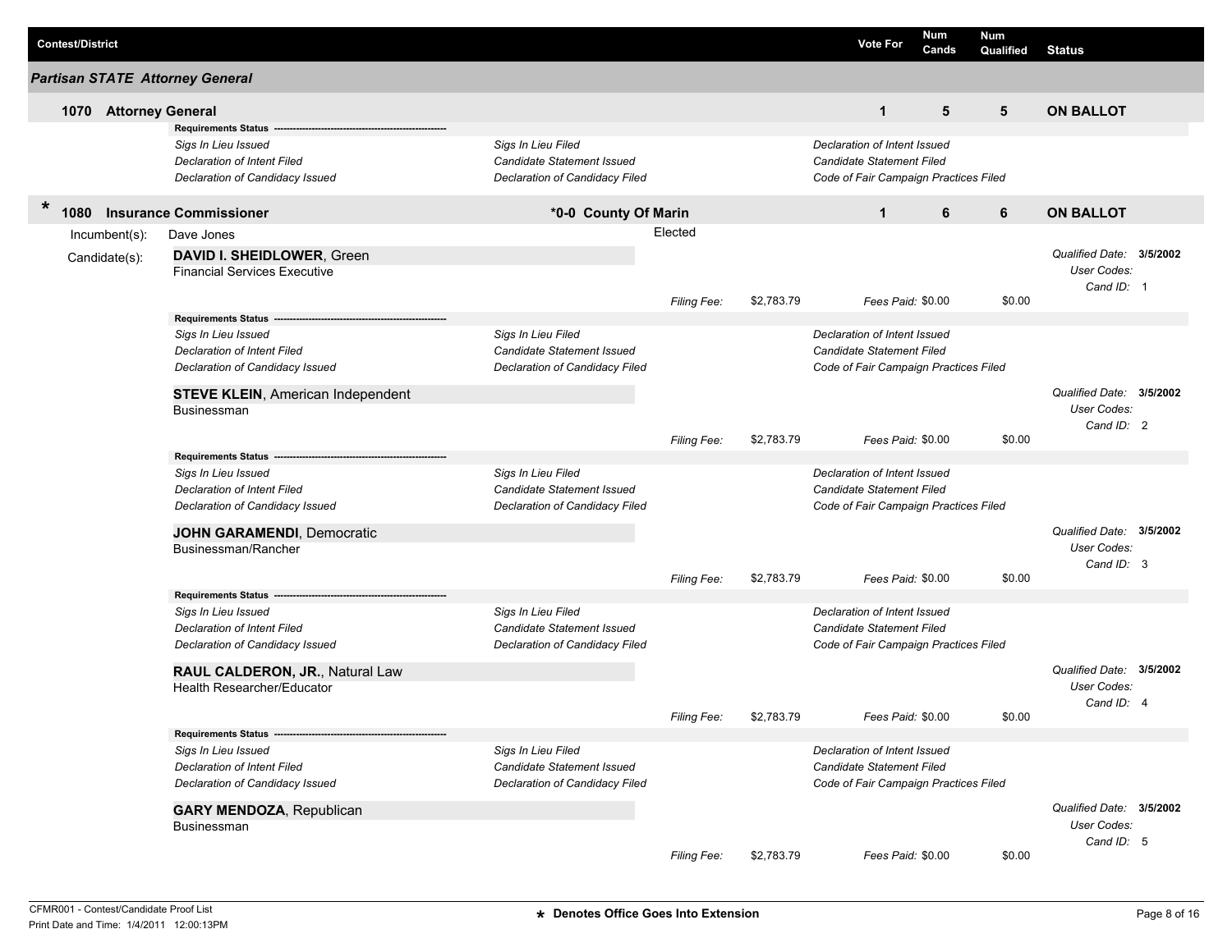| Contest/District | Vote For | Num Cands | Num Qualified | Status |
|---|---|---|---|---|

## Partisan STATE Attorney General

**1070 Attorney General** | Vote For: 1 | Num Cands: 5 | Num Qualified: 5 | **ON BALLOT**

**Requirements Status**

| | | |
|---|---|---|
| *Sigs In Lieu Issued* | *Sigs In Lieu Filed* | *Declaration of Intent Issued* |
| *Declaration of Intent Filed* | *Candidate Statement Issued* | *Candidate Statement Filed* |
| *Declaration of Candidacy Issued* | *Declaration of Candidacy Filed* | *Code of Fair Campaign Practices Filed* |

**\* 1080 Insurance Commissioner** | \*0-0 County Of Marin | Vote For: 1 | Num Cands: 6 | Num Qualified: 6 | **ON BALLOT**

Incumbent(s): Dave Jones — Elected

Candidate(s):

**DAVID I. SHEIDLOWER**, Green
Financial Services Executive

*Qualified Date:* **3/5/2002** | *User Codes:* | *Cand ID:* 1

*Filing Fee:* $2,783.79 | *Fees Paid:* $0.00 | $0.00

**Requirements Status**

| | | |
|---|---|---|
| *Sigs In Lieu Issued* | *Sigs In Lieu Filed* | *Declaration of Intent Issued* |
| *Declaration of Intent Filed* | *Candidate Statement Issued* | *Candidate Statement Filed* |
| *Declaration of Candidacy Issued* | *Declaration of Candidacy Filed* | *Code of Fair Campaign Practices Filed* |

**STEVE KLEIN**, American Independent
Businessman

*Qualified Date:* **3/5/2002** | *User Codes:* | *Cand ID:* 2

*Filing Fee:* $2,783.79 | *Fees Paid:* $0.00 | $0.00

**Requirements Status**

| | | |
|---|---|---|
| *Sigs In Lieu Issued* | *Sigs In Lieu Filed* | *Declaration of Intent Issued* |
| *Declaration of Intent Filed* | *Candidate Statement Issued* | *Candidate Statement Filed* |
| *Declaration of Candidacy Issued* | *Declaration of Candidacy Filed* | *Code of Fair Campaign Practices Filed* |

**JOHN GARAMENDI**, Democratic
Businessman/Rancher

*Qualified Date:* **3/5/2002** | *User Codes:* | *Cand ID:* 3

*Filing Fee:* $2,783.79 | *Fees Paid:* $0.00 | $0.00

**Requirements Status**

| | | |
|---|---|---|
| *Sigs In Lieu Issued* | *Sigs In Lieu Filed* | *Declaration of Intent Issued* |
| *Declaration of Intent Filed* | *Candidate Statement Issued* | *Candidate Statement Filed* |
| *Declaration of Candidacy Issued* | *Declaration of Candidacy Filed* | *Code of Fair Campaign Practices Filed* |

**RAUL CALDERON, JR.**, Natural Law
Health Researcher/Educator

*Qualified Date:* **3/5/2002** | *User Codes:* | *Cand ID:* 4

*Filing Fee:* $2,783.79 | *Fees Paid:* $0.00 | $0.00

**Requirements Status**

| | | |
|---|---|---|
| *Sigs In Lieu Issued* | *Sigs In Lieu Filed* | *Declaration of Intent Issued* |
| *Declaration of Intent Filed* | *Candidate Statement Issued* | *Candidate Statement Filed* |
| *Declaration of Candidacy Issued* | *Declaration of Candidacy Filed* | *Code of Fair Campaign Practices Filed* |

**GARY MENDOZA**, Republican
Businessman

*Qualified Date:* **3/5/2002** | *User Codes:* | *Cand ID:* 5

*Filing Fee:* $2,783.79 | *Fees Paid:* $0.00 | $0.00

CFMR001 - Contest/Candidate Proof List
Print Date and Time: 1/4/2011 12:00:13PM

**\* Denotes Office Goes Into Extension**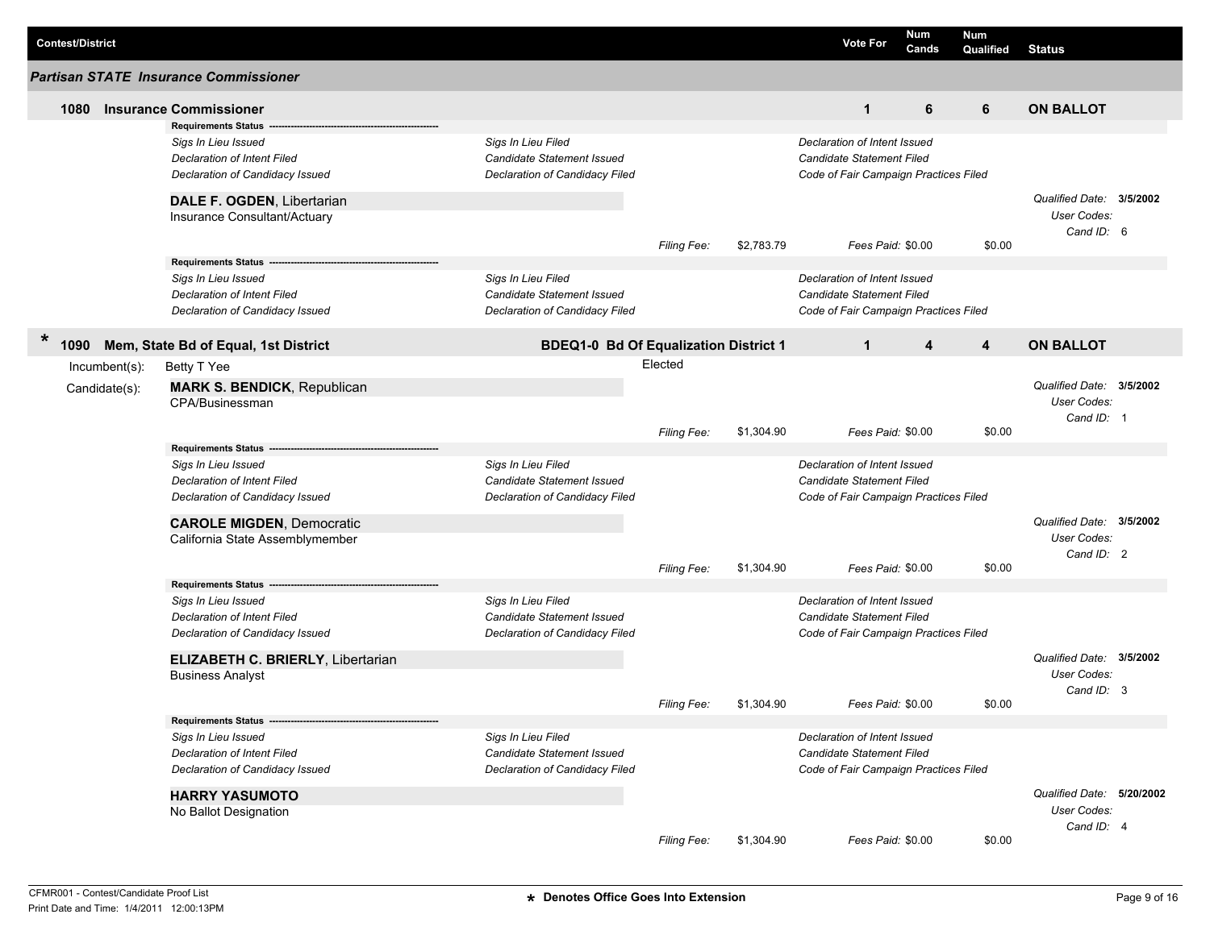| Contest/District | | | Vote For | Num Cands | Num Qualified | Status |
|---|---|---|---|---|---|---|

## Partisan STATE Insurance Commissioner

**1080 Insurance Commissioner** | Vote For: 1 | Num Cands: 6 | Num Qualified: 6 | **ON BALLOT**

**Requirements Status**

| | | |
|---|---|---|
| *Sigs In Lieu Issued* | *Sigs In Lieu Filed* | *Declaration of Intent Issued* |
| *Declaration of Intent Filed* | *Candidate Statement Issued* | *Candidate Statement Filed* |
| *Declaration of Candidacy Issued* | *Declaration of Candidacy Filed* | *Code of Fair Campaign Practices Filed* |

**DALE F. OGDEN**, Libertarian
Insurance Consultant/Actuary

*Qualified Date:* **3/5/2002**
*User Codes:*
*Cand ID:* 6

*Filing Fee:* $2,783.79 *Fees Paid:* $0.00 $0.00

**Requirements Status**

| | | |
|---|---|---|
| *Sigs In Lieu Issued* | *Sigs In Lieu Filed* | *Declaration of Intent Issued* |
| *Declaration of Intent Filed* | *Candidate Statement Issued* | *Candidate Statement Filed* |
| *Declaration of Candidacy Issued* | *Declaration of Candidacy Filed* | *Code of Fair Campaign Practices Filed* |

**\* 1090 Mem, State Bd of Equal, 1st District** | **BDEQ1-0 Bd Of Equalization District 1** | Vote For: 1 | Num Cands: 4 | Num Qualified: 4 | **ON BALLOT**

Incumbent(s): Betty T Yee — Elected

Candidate(s):

**MARK S. BENDICK**, Republican
CPA/Businessman

*Qualified Date:* **3/5/2002**
*User Codes:*
*Cand ID:* 1

*Filing Fee:* $1,304.90 *Fees Paid:* $0.00 $0.00

**Requirements Status**

| | | |
|---|---|---|
| *Sigs In Lieu Issued* | *Sigs In Lieu Filed* | *Declaration of Intent Issued* |
| *Declaration of Intent Filed* | *Candidate Statement Issued* | *Candidate Statement Filed* |
| *Declaration of Candidacy Issued* | *Declaration of Candidacy Filed* | *Code of Fair Campaign Practices Filed* |

**CAROLE MIGDEN**, Democratic
California State Assemblymember

*Qualified Date:* **3/5/2002**
*User Codes:*
*Cand ID:* 2

*Filing Fee:* $1,304.90 *Fees Paid:* $0.00 $0.00

**Requirements Status**

| | | |
|---|---|---|
| *Sigs In Lieu Issued* | *Sigs In Lieu Filed* | *Declaration of Intent Issued* |
| *Declaration of Intent Filed* | *Candidate Statement Issued* | *Candidate Statement Filed* |
| *Declaration of Candidacy Issued* | *Declaration of Candidacy Filed* | *Code of Fair Campaign Practices Filed* |

**ELIZABETH C. BRIERLY**, Libertarian
Business Analyst

*Qualified Date:* **3/5/2002**
*User Codes:*
*Cand ID:* 3

*Filing Fee:* $1,304.90 *Fees Paid:* $0.00 $0.00

**Requirements Status**

| | | |
|---|---|---|
| *Sigs In Lieu Issued* | *Sigs In Lieu Filed* | *Declaration of Intent Issued* |
| *Declaration of Intent Filed* | *Candidate Statement Issued* | *Candidate Statement Filed* |
| *Declaration of Candidacy Issued* | *Declaration of Candidacy Filed* | *Code of Fair Campaign Practices Filed* |

**HARRY YASUMOTO**
No Ballot Designation

*Qualified Date:* **5/20/2002**
*User Codes:*
*Cand ID:* 4

*Filing Fee:* $1,304.90 *Fees Paid:* $0.00 $0.00

CFMR001 - Contest/Candidate Proof List
Print Date and Time: 1/4/2011 12:00:13PM

**\* Denotes Office Goes Into Extension**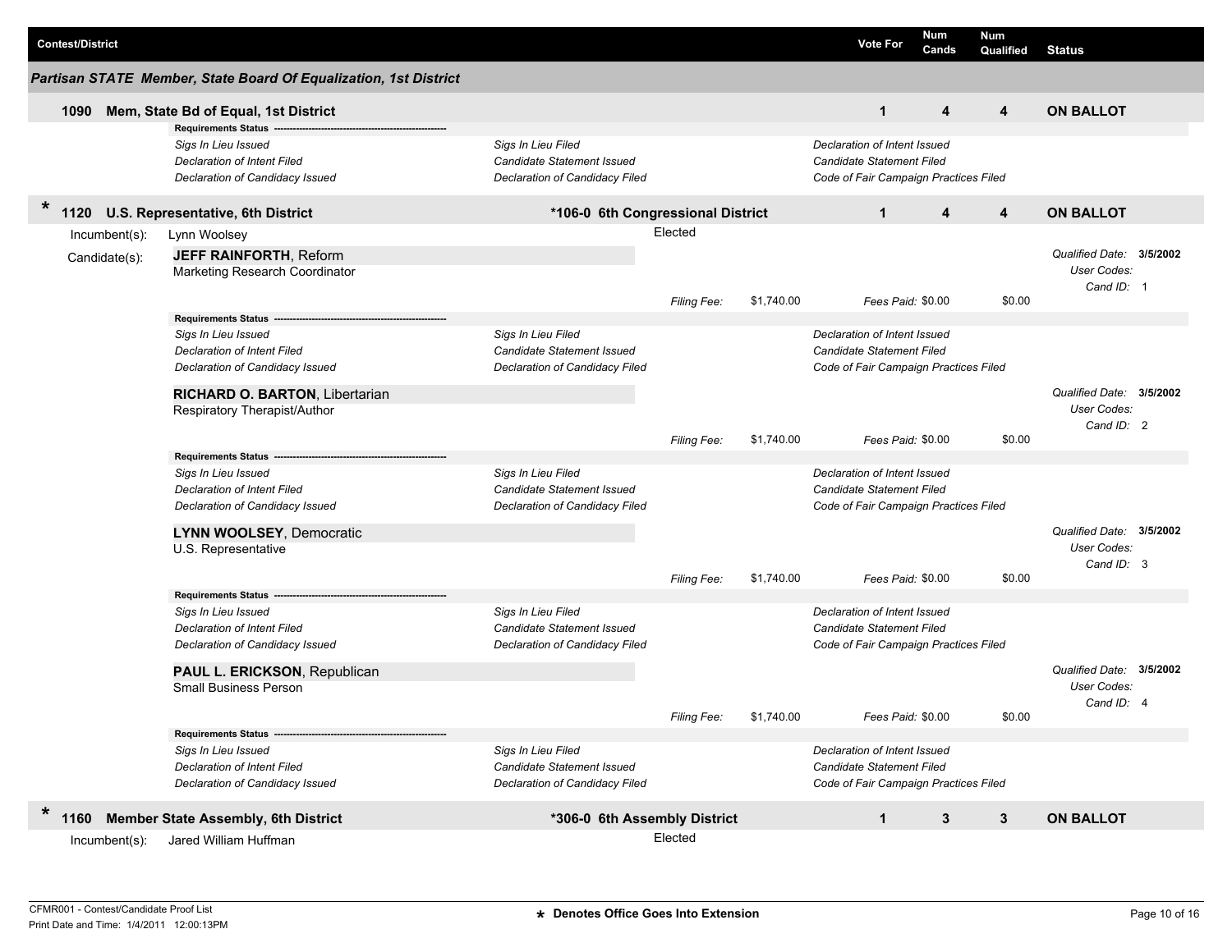| Contest/District | | Vote For | Num Cands | Num Qualified | Status |
|---|---|---|---|---|---|

## Partisan STATE Member, State Board Of Equalization, 1st District

**1090 Mem, State Bd of Equal, 1st District** | Vote For: 1 | Num Cands: 4 | Num Qualified: 4 | **ON BALLOT**

**Requirements Status**

| | | |
|---|---|---|
| *Sigs In Lieu Issued* | *Sigs In Lieu Filed* | *Declaration of Intent Issued* |
| *Declaration of Intent Filed* | *Candidate Statement Issued* | *Candidate Statement Filed* |
| *Declaration of Candidacy Issued* | *Declaration of Candidacy Filed* | *Code of Fair Campaign Practices Filed* |

\* **1120 U.S. Representative, 6th District** | ***106-0 6th Congressional District** | Vote For: 1 | Num Cands: 4 | Num Qualified: 4 | **ON BALLOT**

Incumbent(s): Lynn Woolsey — Elected

Candidate(s):

**JEFF RAINFORTH**, Reform
Marketing Research Coordinator
*Filing Fee:* $1,740.00 *Fees Paid:* $0.00 $0.00
*Qualified Date:* **3/5/2002** *User Codes:* *Cand ID:* 1

**Requirements Status**

| | | |
|---|---|---|
| *Sigs In Lieu Issued* | *Sigs In Lieu Filed* | *Declaration of Intent Issued* |
| *Declaration of Intent Filed* | *Candidate Statement Issued* | *Candidate Statement Filed* |
| *Declaration of Candidacy Issued* | *Declaration of Candidacy Filed* | *Code of Fair Campaign Practices Filed* |

**RICHARD O. BARTON**, Libertarian
Respiratory Therapist/Author
*Filing Fee:* $1,740.00 *Fees Paid:* $0.00 $0.00
*Qualified Date:* **3/5/2002** *User Codes:* *Cand ID:* 2

**Requirements Status**

| | | |
|---|---|---|
| *Sigs In Lieu Issued* | *Sigs In Lieu Filed* | *Declaration of Intent Issued* |
| *Declaration of Intent Filed* | *Candidate Statement Issued* | *Candidate Statement Filed* |
| *Declaration of Candidacy Issued* | *Declaration of Candidacy Filed* | *Code of Fair Campaign Practices Filed* |

**LYNN WOOLSEY**, Democratic
U.S. Representative
*Filing Fee:* $1,740.00 *Fees Paid:* $0.00 $0.00
*Qualified Date:* **3/5/2002** *User Codes:* *Cand ID:* 3

**Requirements Status**

| | | |
|---|---|---|
| *Sigs In Lieu Issued* | *Sigs In Lieu Filed* | *Declaration of Intent Issued* |
| *Declaration of Intent Filed* | *Candidate Statement Issued* | *Candidate Statement Filed* |
| *Declaration of Candidacy Issued* | *Declaration of Candidacy Filed* | *Code of Fair Campaign Practices Filed* |

**PAUL L. ERICKSON**, Republican
Small Business Person
*Filing Fee:* $1,740.00 *Fees Paid:* $0.00 $0.00
*Qualified Date:* **3/5/2002** *User Codes:* *Cand ID:* 4

**Requirements Status**

| | | |
|---|---|---|
| *Sigs In Lieu Issued* | *Sigs In Lieu Filed* | *Declaration of Intent Issued* |
| *Declaration of Intent Filed* | *Candidate Statement Issued* | *Candidate Statement Filed* |
| *Declaration of Candidacy Issued* | *Declaration of Candidacy Filed* | *Code of Fair Campaign Practices Filed* |

\* **1160 Member State Assembly, 6th District** | ***306-0 6th Assembly District** | Vote For: 1 | Num Cands: 3 | Num Qualified: 3 | **ON BALLOT**

Incumbent(s): Jared William Huffman — Elected

CFMR001 - Contest/Candidate Proof List
Print Date and Time: 1/4/2011 12:00:13PM

**\* Denotes Office Goes Into Extension**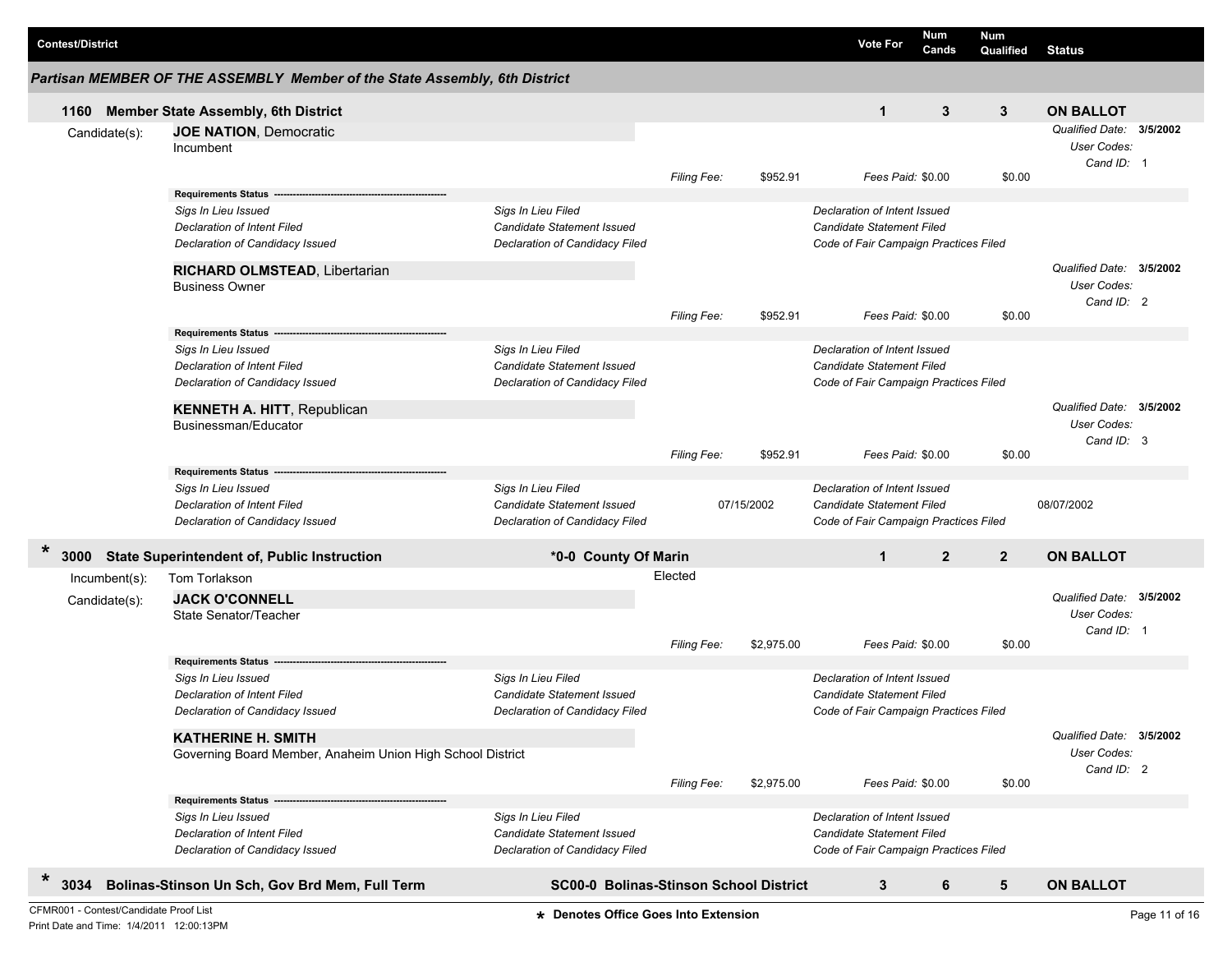| Contest/District | Vote For | Num Cands | Num Qualified | Status |
|---|---|---|---|---|

## Partisan MEMBER OF THE ASSEMBLY Member of the State Assembly, 6th District

### 1160 Member State Assembly, 6th District

| Vote For | Num Cands | Num Qualified | Status |
|---|---|---|---|
| 1 | 3 | 3 | ON BALLOT |

Candidate(s):

**JOE NATION**, Democratic
Incumbent

*Qualified Date:* **3/5/2002**
*User Codes:*
*Cand ID:* 1

*Filing Fee:* $952.91 *Fees Paid:* $0.00 $0.00

**Requirements Status**

| | | |
|---|---|---|
| *Sigs In Lieu Issued* | *Sigs In Lieu Filed* | *Declaration of Intent Issued* |
| *Declaration of Intent Filed* | *Candidate Statement Issued* | *Candidate Statement Filed* |
| *Declaration of Candidacy Issued* | *Declaration of Candidacy Filed* | *Code of Fair Campaign Practices Filed* |

**RICHARD OLMSTEAD**, Libertarian
Business Owner

*Qualified Date:* **3/5/2002**
*User Codes:*
*Cand ID:* 2

*Filing Fee:* $952.91 *Fees Paid:* $0.00 $0.00

**Requirements Status**

| | | |
|---|---|---|
| *Sigs In Lieu Issued* | *Sigs In Lieu Filed* | *Declaration of Intent Issued* |
| *Declaration of Intent Filed* | *Candidate Statement Issued* | *Candidate Statement Filed* |
| *Declaration of Candidacy Issued* | *Declaration of Candidacy Filed* | *Code of Fair Campaign Practices Filed* |

**KENNETH A. HITT**, Republican
Businessman/Educator

*Qualified Date:* **3/5/2002**
*User Codes:*
*Cand ID:* 3

*Filing Fee:* $952.91 *Fees Paid:* $0.00 $0.00

**Requirements Status**

| | | | | |
|---|---|---|---|---|
| *Sigs In Lieu Issued* | *Sigs In Lieu Filed* | | *Declaration of Intent Issued* | |
| *Declaration of Intent Filed* | *Candidate Statement Issued* | 07/15/2002 | *Candidate Statement Filed* | 08/07/2002 |
| *Declaration of Candidacy Issued* | *Declaration of Candidacy Filed* | | *Code of Fair Campaign Practices Filed* | |

### * 3000 State Superintendent of, Public Instruction — *0-0 County Of Marin

| Vote For | Num Cands | Num Qualified | Status |
|---|---|---|---|
| 1 | 2 | 2 | ON BALLOT |

Incumbent(s): Tom Torlakson — Elected

Candidate(s):

**JACK O'CONNELL**
State Senator/Teacher

*Qualified Date:* **3/5/2002**
*User Codes:*
*Cand ID:* 1

*Filing Fee:* $2,975.00 *Fees Paid:* $0.00 $0.00

**Requirements Status**

| | | |
|---|---|---|
| *Sigs In Lieu Issued* | *Sigs In Lieu Filed* | *Declaration of Intent Issued* |
| *Declaration of Intent Filed* | *Candidate Statement Issued* | *Candidate Statement Filed* |
| *Declaration of Candidacy Issued* | *Declaration of Candidacy Filed* | *Code of Fair Campaign Practices Filed* |

**KATHERINE H. SMITH**
Governing Board Member, Anaheim Union High School District

*Qualified Date:* **3/5/2002**
*User Codes:*
*Cand ID:* 2

*Filing Fee:* $2,975.00 *Fees Paid:* $0.00 $0.00

**Requirements Status**

| | | |
|---|---|---|
| *Sigs In Lieu Issued* | *Sigs In Lieu Filed* | *Declaration of Intent Issued* |
| *Declaration of Intent Filed* | *Candidate Statement Issued* | *Candidate Statement Filed* |
| *Declaration of Candidacy Issued* | *Declaration of Candidacy Filed* | *Code of Fair Campaign Practices Filed* |

### * 3034 Bolinas-Stinson Un Sch, Gov Brd Mem, Full Term — SC00-0 Bolinas-Stinson School District

| Vote For | Num Cands | Num Qualified | Status |
|---|---|---|---|
| 3 | 6 | 5 | ON BALLOT |

CFMR001 - Contest/Candidate Proof List
Print Date and Time: 1/4/2011 12:00:13PM

\* Denotes Office Goes Into Extension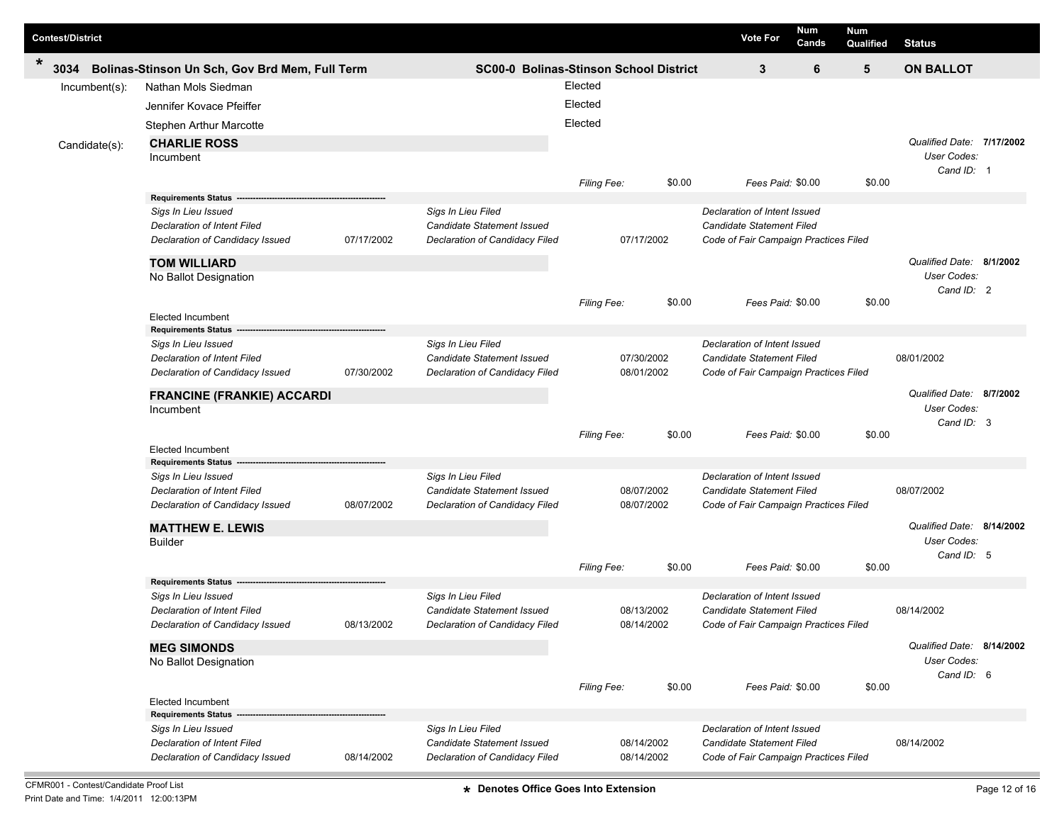| Contest/District | | Vote For | Num Cands | Num Qualified | Status |
|---|---|---|---|---|---|
| * 3034 Bolinas-Stinson Un Sch, Gov Brd Mem, Full Term | SC00-0 Bolinas-Stinson School District | 3 | 6 | 5 | ON BALLOT |

**Incumbent(s):**

- Nathan Mols Siedman — Elected
- Jennifer Kovace Pfeiffer — Elected
- Stephen Arthur Marcotte — Elected

**Candidate(s):**

**CHARLIE ROSS**
Incumbent

*Qualified Date:* **7/17/2002**
*User Codes:*
*Cand ID:* 1

*Filing Fee:* $0.00 *Fees Paid:* $0.00 $0.00

**Requirements Status**

| | | | | | |
|---|---|---|---|---|---|
| *Sigs In Lieu Issued* | | *Sigs In Lieu Filed* | | *Declaration of Intent Issued* | |
| *Declaration of Intent Filed* | | *Candidate Statement Issued* | | *Candidate Statement Filed* | |
| *Declaration of Candidacy Issued* | 07/17/2002 | *Declaration of Candidacy Filed* | 07/17/2002 | *Code of Fair Campaign Practices Filed* | |

**TOM WILLIARD**
No Ballot Designation

*Qualified Date:* **8/1/2002**
*User Codes:*
*Cand ID:* 2

*Filing Fee:* $0.00 *Fees Paid:* $0.00 $0.00

Elected Incumbent

**Requirements Status**

| | | | | | |
|---|---|---|---|---|---|
| *Sigs In Lieu Issued* | | *Sigs In Lieu Filed* | | *Declaration of Intent Issued* | |
| *Declaration of Intent Filed* | | *Candidate Statement Issued* | 07/30/2002 | *Candidate Statement Filed* | 08/01/2002 |
| *Declaration of Candidacy Issued* | 07/30/2002 | *Declaration of Candidacy Filed* | 08/01/2002 | *Code of Fair Campaign Practices Filed* | |

**FRANCINE (FRANKIE) ACCARDI**
Incumbent

*Qualified Date:* **8/7/2002**
*User Codes:*
*Cand ID:* 3

*Filing Fee:* $0.00 *Fees Paid:* $0.00 $0.00

Elected Incumbent

**Requirements Status**

| | | | | | |
|---|---|---|---|---|---|
| *Sigs In Lieu Issued* | | *Sigs In Lieu Filed* | | *Declaration of Intent Issued* | |
| *Declaration of Intent Filed* | | *Candidate Statement Issued* | 08/07/2002 | *Candidate Statement Filed* | 08/07/2002 |
| *Declaration of Candidacy Issued* | 08/07/2002 | *Declaration of Candidacy Filed* | 08/07/2002 | *Code of Fair Campaign Practices Filed* | |

**MATTHEW E. LEWIS**
Builder

*Qualified Date:* **8/14/2002**
*User Codes:*
*Cand ID:* 5

*Filing Fee:* $0.00 *Fees Paid:* $0.00 $0.00

**Requirements Status**

| | | | | | |
|---|---|---|---|---|---|
| *Sigs In Lieu Issued* | | *Sigs In Lieu Filed* | | *Declaration of Intent Issued* | |
| *Declaration of Intent Filed* | | *Candidate Statement Issued* | 08/13/2002 | *Candidate Statement Filed* | 08/14/2002 |
| *Declaration of Candidacy Issued* | 08/13/2002 | *Declaration of Candidacy Filed* | 08/14/2002 | *Code of Fair Campaign Practices Filed* | |

**MEG SIMONDS**
No Ballot Designation

*Qualified Date:* **8/14/2002**
*User Codes:*
*Cand ID:* 6

*Filing Fee:* $0.00 *Fees Paid:* $0.00 $0.00

Elected Incumbent

**Requirements Status**

| | | | | | |
|---|---|---|---|---|---|
| *Sigs In Lieu Issued* | | *Sigs In Lieu Filed* | | *Declaration of Intent Issued* | |
| *Declaration of Intent Filed* | | *Candidate Statement Issued* | 08/14/2002 | *Candidate Statement Filed* | 08/14/2002 |
| *Declaration of Candidacy Issued* | 08/14/2002 | *Declaration of Candidacy Filed* | 08/14/2002 | *Code of Fair Campaign Practices Filed* | |

CFMR001 - Contest/Candidate Proof List
Print Date and Time: 1/4/2011 12:00:13PM

**\* Denotes Office Goes Into Extension**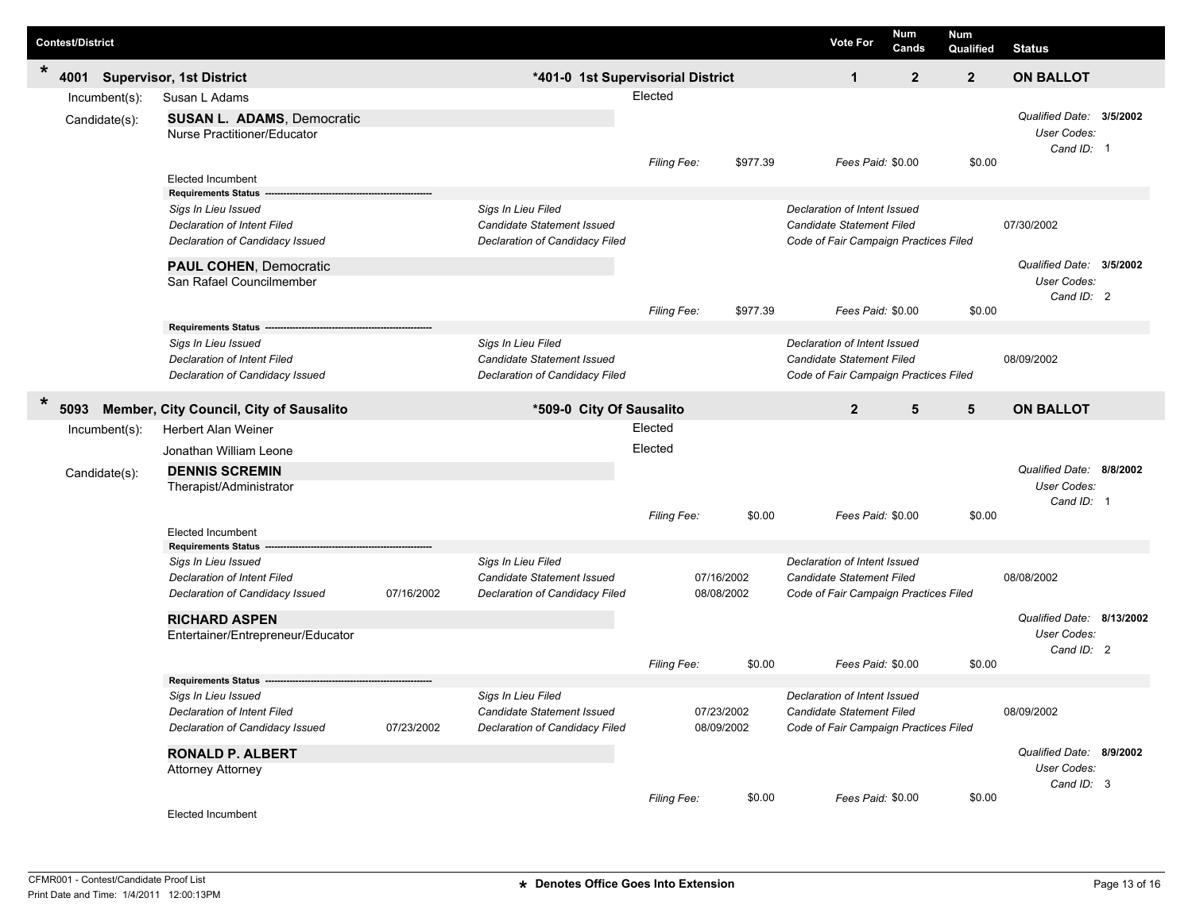| Contest/District | | Vote For | Num Cands | Num Qualified | Status |
|---|---|---|---|---|---|
| * 4001 Supervisor, 1st District | *401-0 1st Supervisorial District | 1 | 2 | 2 | ON BALLOT |

Incumbent(s): Susan L Adams — Elected

Candidate(s):

**SUSAN L. ADAMS**, Democratic
Nurse Practitioner/Educator

*Qualified Date:* **3/5/2002**
*User Codes:*
*Cand ID:* 1

*Filing Fee:* $977.39 *Fees Paid:* $0.00 $0.00

Elected Incumbent

**Requirements Status**

| | | | | | |
|---|---|---|---|---|---|
| *Sigs In Lieu Issued* | | *Sigs In Lieu Filed* | | *Declaration of Intent Issued* | |
| *Declaration of Intent Filed* | | *Candidate Statement Issued* | | *Candidate Statement Filed* | 07/30/2002 |
| *Declaration of Candidacy Issued* | | *Declaration of Candidacy Filed* | | *Code of Fair Campaign Practices Filed* | |

**PAUL COHEN**, Democratic
San Rafael Councilmember

*Qualified Date:* **3/5/2002**
*User Codes:*
*Cand ID:* 2

*Filing Fee:* $977.39 *Fees Paid:* $0.00 $0.00

**Requirements Status**

| | | | | | |
|---|---|---|---|---|---|
| *Sigs In Lieu Issued* | | *Sigs In Lieu Filed* | | *Declaration of Intent Issued* | |
| *Declaration of Intent Filed* | | *Candidate Statement Issued* | | *Candidate Statement Filed* | 08/09/2002 |
| *Declaration of Candidacy Issued* | | *Declaration of Candidacy Filed* | | *Code of Fair Campaign Practices Filed* | |

| Contest/District | | Vote For | Num Cands | Num Qualified | Status |
|---|---|---|---|---|---|
| * 5093 Member, City Council, City of Sausalito | *509-0 City Of Sausalito | 2 | 5 | 5 | ON BALLOT |

Incumbent(s): Herbert Alan Weiner — Elected
Jonathan William Leone — Elected

Candidate(s):

**DENNIS SCREMIN**
Therapist/Administrator

*Qualified Date:* **8/8/2002**
*User Codes:*
*Cand ID:* 1

*Filing Fee:* $0.00 *Fees Paid:* $0.00 $0.00

Elected Incumbent

**Requirements Status**

| | | | | | |
|---|---|---|---|---|---|
| *Sigs In Lieu Issued* | | *Sigs In Lieu Filed* | | *Declaration of Intent Issued* | |
| *Declaration of Intent Filed* | | *Candidate Statement Issued* | 07/16/2002 | *Candidate Statement Filed* | 08/08/2002 |
| *Declaration of Candidacy Issued* | 07/16/2002 | *Declaration of Candidacy Filed* | 08/08/2002 | *Code of Fair Campaign Practices Filed* | |

**RICHARD ASPEN**
Entertainer/Entrepreneur/Educator

*Qualified Date:* **8/13/2002**
*User Codes:*
*Cand ID:* 2

*Filing Fee:* $0.00 *Fees Paid:* $0.00 $0.00

**Requirements Status**

| | | | | | |
|---|---|---|---|---|---|
| *Sigs In Lieu Issued* | | *Sigs In Lieu Filed* | | *Declaration of Intent Issued* | |
| *Declaration of Intent Filed* | | *Candidate Statement Issued* | 07/23/2002 | *Candidate Statement Filed* | 08/09/2002 |
| *Declaration of Candidacy Issued* | 07/23/2002 | *Declaration of Candidacy Filed* | 08/09/2002 | *Code of Fair Campaign Practices Filed* | |

**RONALD P. ALBERT**
Attorney Attorney

*Qualified Date:* **8/9/2002**
*User Codes:*
*Cand ID:* 3

*Filing Fee:* $0.00 *Fees Paid:* $0.00 $0.00

Elected Incumbent

CFMR001 - Contest/Candidate Proof List
Print Date and Time: 1/4/2011 12:00:13PM

* Denotes Office Goes Into Extension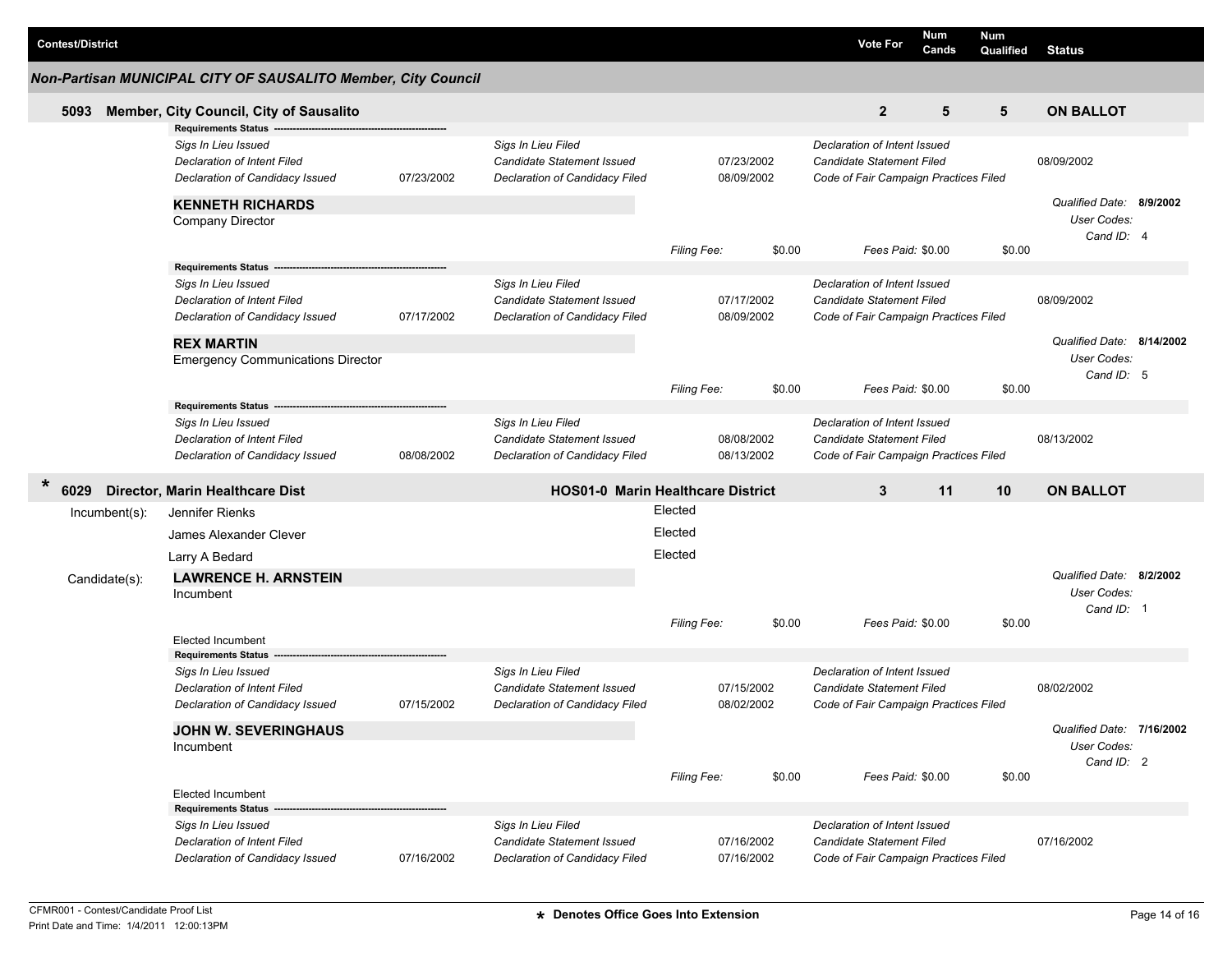| Contest/District | Vote For | Num Cands | Num Qualified | Status |
|---|---|---|---|---|

## Non-Partisan MUNICIPAL CITY OF SAUSALITO Member, City Council

**5093 Member, City Council, City of Sausalito** — Vote For: **2** | Num Cands: **5** | Num Qualified: **5** | **ON BALLOT**

**Requirements Status**

| | | | | | |
|---|---|---|---|---|---|
| *Sigs In Lieu Issued* | | *Sigs In Lieu Filed* | | *Declaration of Intent Issued* | |
| *Declaration of Intent Filed* | | *Candidate Statement Issued* | 07/23/2002 | *Candidate Statement Filed* | 08/09/2002 |
| *Declaration of Candidacy Issued* | 07/23/2002 | *Declaration of Candidacy Filed* | 08/09/2002 | *Code of Fair Campaign Practices Filed* | |

**KENNETH RICHARDS**
Company Director

*Qualified Date:* **8/9/2002**
*User Codes:*
*Cand ID:* 4

*Filing Fee:* $0.00 *Fees Paid:* $0.00 $0.00

**Requirements Status**

| | | | | | |
|---|---|---|---|---|---|
| *Sigs In Lieu Issued* | | *Sigs In Lieu Filed* | | *Declaration of Intent Issued* | |
| *Declaration of Intent Filed* | | *Candidate Statement Issued* | 07/17/2002 | *Candidate Statement Filed* | 08/09/2002 |
| *Declaration of Candidacy Issued* | 07/17/2002 | *Declaration of Candidacy Filed* | 08/09/2002 | *Code of Fair Campaign Practices Filed* | |

**REX MARTIN**
Emergency Communications Director

*Qualified Date:* **8/14/2002**
*User Codes:*
*Cand ID:* 5

*Filing Fee:* $0.00 *Fees Paid:* $0.00 $0.00

**Requirements Status**

| | | | | | |
|---|---|---|---|---|---|
| *Sigs In Lieu Issued* | | *Sigs In Lieu Filed* | | *Declaration of Intent Issued* | |
| *Declaration of Intent Filed* | | *Candidate Statement Issued* | 08/08/2002 | *Candidate Statement Filed* | 08/13/2002 |
| *Declaration of Candidacy Issued* | 08/08/2002 | *Declaration of Candidacy Filed* | 08/13/2002 | *Code of Fair Campaign Practices Filed* | |

**\* 6029 Director, Marin Healthcare Dist** — **HOS01-0 Marin Healthcare District** — Vote For: **3** | Num Cands: **11** | Num Qualified: **10** | **ON BALLOT**

Incumbent(s):

| | |
|---|---|
| Jennifer Rienks | Elected |
| James Alexander Clever | Elected |
| Larry A Bedard | Elected |

Candidate(s):

**LAWRENCE H. ARNSTEIN**
Incumbent

*Qualified Date:* **8/2/2002**
*User Codes:*
*Cand ID:* 1

*Filing Fee:* $0.00 *Fees Paid:* $0.00 $0.00

Elected Incumbent

**Requirements Status**

| | | | | | |
|---|---|---|---|---|---|
| *Sigs In Lieu Issued* | | *Sigs In Lieu Filed* | | *Declaration of Intent Issued* | |
| *Declaration of Intent Filed* | | *Candidate Statement Issued* | 07/15/2002 | *Candidate Statement Filed* | 08/02/2002 |
| *Declaration of Candidacy Issued* | 07/15/2002 | *Declaration of Candidacy Filed* | 08/02/2002 | *Code of Fair Campaign Practices Filed* | |

**JOHN W. SEVERINGHAUS**
Incumbent

*Qualified Date:* **7/16/2002**
*User Codes:*
*Cand ID:* 2

*Filing Fee:* $0.00 *Fees Paid:* $0.00 $0.00

Elected Incumbent

**Requirements Status**

| | | | | | |
|---|---|---|---|---|---|
| *Sigs In Lieu Issued* | | *Sigs In Lieu Filed* | | *Declaration of Intent Issued* | |
| *Declaration of Intent Filed* | | *Candidate Statement Issued* | 07/16/2002 | *Candidate Statement Filed* | 07/16/2002 |
| *Declaration of Candidacy Issued* | 07/16/2002 | *Declaration of Candidacy Filed* | 07/16/2002 | *Code of Fair Campaign Practices Filed* | |

CFMR001 - Contest/Candidate Proof List
Print Date and Time: 1/4/2011 12:00:13PM

**\* Denotes Office Goes Into Extension**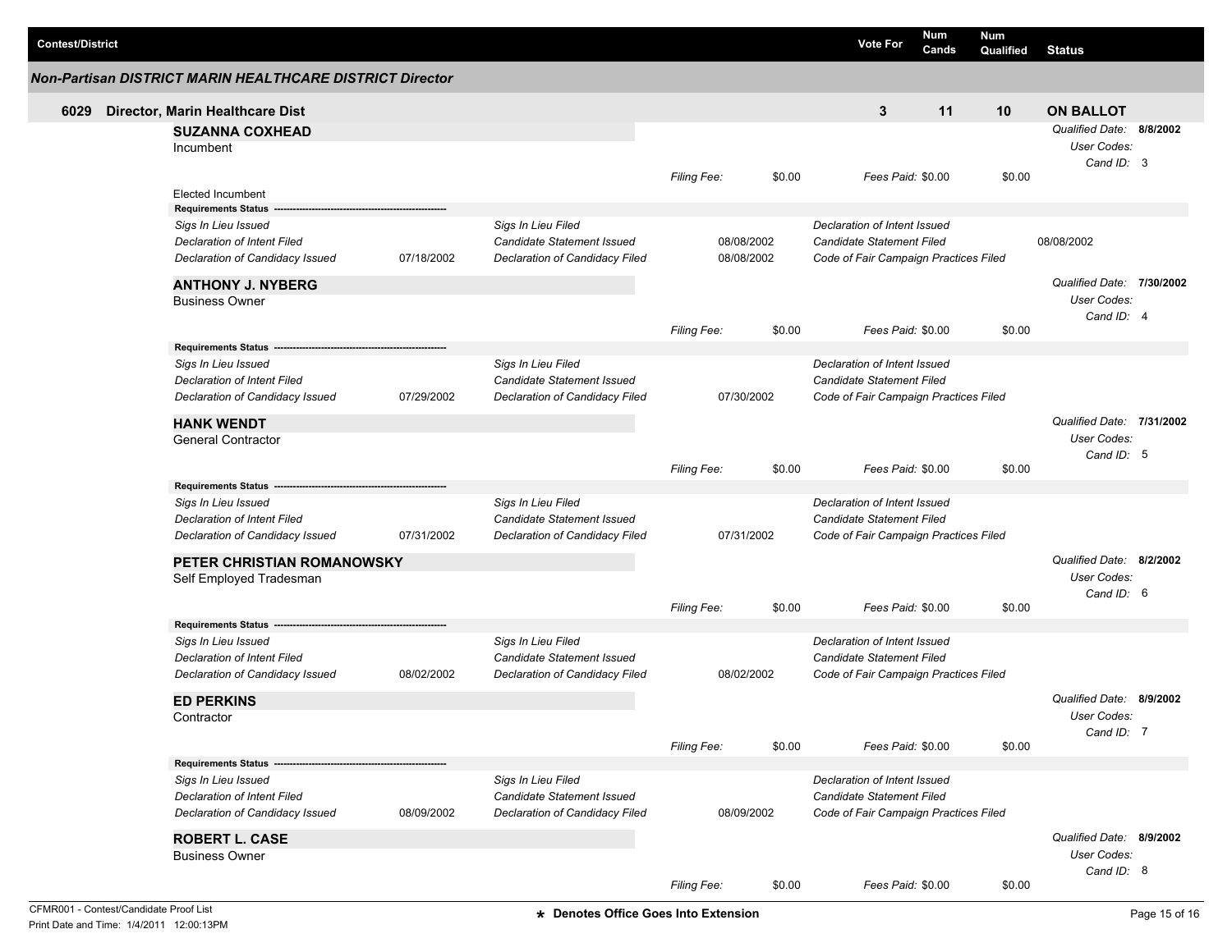| Contest/District | Vote For | Num Cands | Num Qualified | Status |
|---|---|---|---|---|

## Non-Partisan DISTRICT MARIN HEALTHCARE DISTRICT Director

| | Contest/District | Vote For | Num Cands | Num Qualified | Status |
|---|---|---|---|---|---|
| 6029 | Director, Marin Healthcare Dist | 3 | 11 | 10 | ON BALLOT |

**SUZANNA COXHEAD**
Incumbent

*Qualified Date:* **8/8/2002**
*User Codes:*
*Cand ID:* 3

*Filing Fee:* $0.00 *Fees Paid:* $0.00 $0.00

Elected Incumbent

**Requirements Status**

| | | | | | |
|---|---|---|---|---|---|
| *Sigs In Lieu Issued* | | *Sigs In Lieu Filed* | | *Declaration of Intent Issued* | |
| *Declaration of Intent Filed* | | *Candidate Statement Issued* | 08/08/2002 | *Candidate Statement Filed* | 08/08/2002 |
| *Declaration of Candidacy Issued* | 07/18/2002 | *Declaration of Candidacy Filed* | 08/08/2002 | *Code of Fair Campaign Practices Filed* | |

**ANTHONY J. NYBERG**
Business Owner

*Qualified Date:* **7/30/2002**
*User Codes:*
*Cand ID:* 4

*Filing Fee:* $0.00 *Fees Paid:* $0.00 $0.00

**Requirements Status**

| | | | | | |
|---|---|---|---|---|---|
| *Sigs In Lieu Issued* | | *Sigs In Lieu Filed* | | *Declaration of Intent Issued* | |
| *Declaration of Intent Filed* | | *Candidate Statement Issued* | | *Candidate Statement Filed* | |
| *Declaration of Candidacy Issued* | 07/29/2002 | *Declaration of Candidacy Filed* | 07/30/2002 | *Code of Fair Campaign Practices Filed* | |

**HANK WENDT**
General Contractor

*Qualified Date:* **7/31/2002**
*User Codes:*
*Cand ID:* 5

*Filing Fee:* $0.00 *Fees Paid:* $0.00 $0.00

**Requirements Status**

| | | | | | |
|---|---|---|---|---|---|
| *Sigs In Lieu Issued* | | *Sigs In Lieu Filed* | | *Declaration of Intent Issued* | |
| *Declaration of Intent Filed* | | *Candidate Statement Issued* | | *Candidate Statement Filed* | |
| *Declaration of Candidacy Issued* | 07/31/2002 | *Declaration of Candidacy Filed* | 07/31/2002 | *Code of Fair Campaign Practices Filed* | |

**PETER CHRISTIAN ROMANOWSKY**
Self Employed Tradesman

*Qualified Date:* **8/2/2002**
*User Codes:*
*Cand ID:* 6

*Filing Fee:* $0.00 *Fees Paid:* $0.00 $0.00

**Requirements Status**

| | | | | | |
|---|---|---|---|---|---|
| *Sigs In Lieu Issued* | | *Sigs In Lieu Filed* | | *Declaration of Intent Issued* | |
| *Declaration of Intent Filed* | | *Candidate Statement Issued* | | *Candidate Statement Filed* | |
| *Declaration of Candidacy Issued* | 08/02/2002 | *Declaration of Candidacy Filed* | 08/02/2002 | *Code of Fair Campaign Practices Filed* | |

**ED PERKINS**
Contractor

*Qualified Date:* **8/9/2002**
*User Codes:*
*Cand ID:* 7

*Filing Fee:* $0.00 *Fees Paid:* $0.00 $0.00

**Requirements Status**

| | | | | | |
|---|---|---|---|---|---|
| *Sigs In Lieu Issued* | | *Sigs In Lieu Filed* | | *Declaration of Intent Issued* | |
| *Declaration of Intent Filed* | | *Candidate Statement Issued* | | *Candidate Statement Filed* | |
| *Declaration of Candidacy Issued* | 08/09/2002 | *Declaration of Candidacy Filed* | 08/09/2002 | *Code of Fair Campaign Practices Filed* | |

**ROBERT L. CASE**
Business Owner

*Qualified Date:* **8/9/2002**
*User Codes:*
*Cand ID:* 8

*Filing Fee:* $0.00 *Fees Paid:* $0.00 $0.00

CFMR001 - Contest/Candidate Proof List
Print Date and Time: 1/4/2011 12:00:13PM

**\* Denotes Office Goes Into Extension**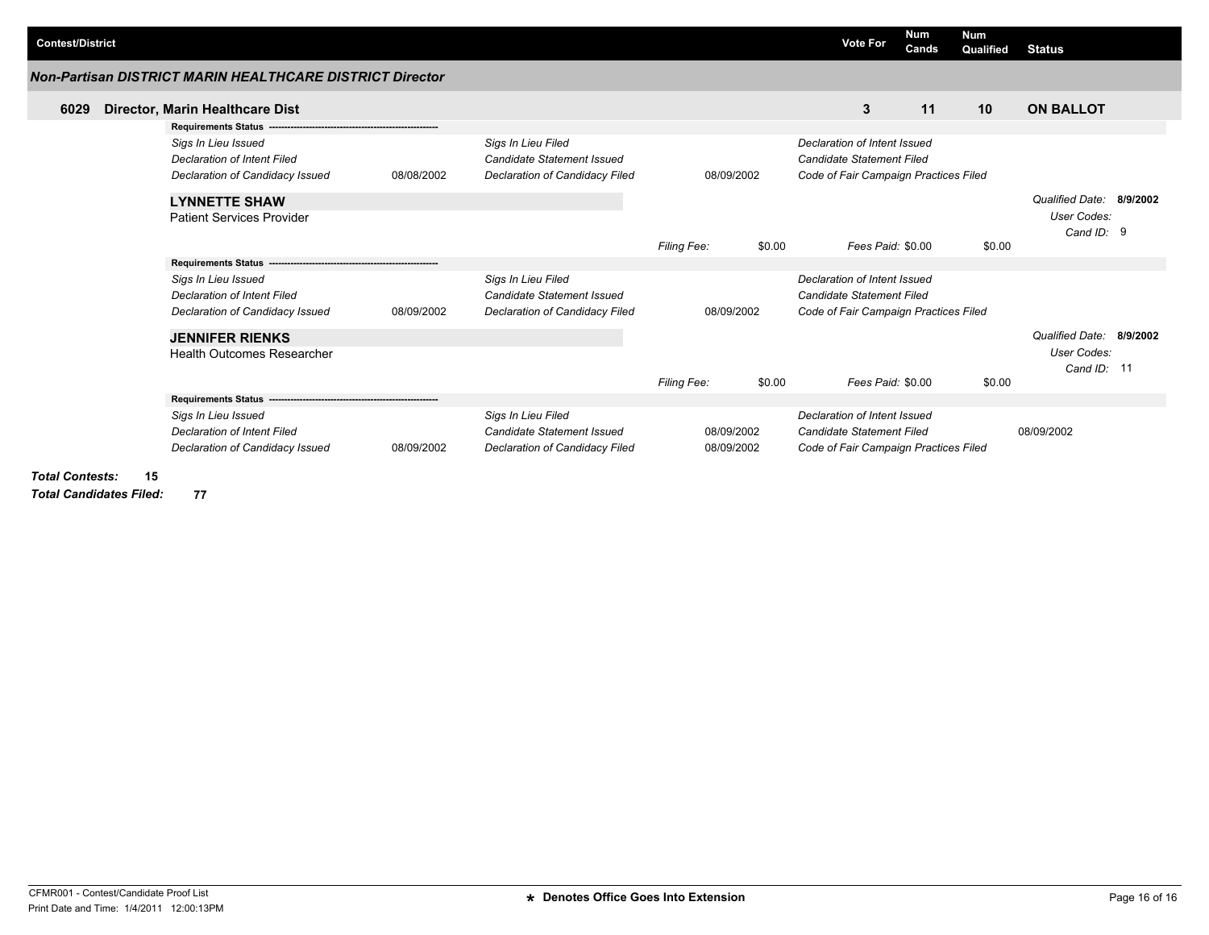| Contest/District | Vote For | Num Cands | Num Qualified | Status |
|---|---|---|---|---|

### *Non-Partisan DISTRICT MARIN HEALTHCARE DISTRICT Director*

| | | Vote For | Num Cands | Num Qualified | Status |
|---|---|---|---|---|---|
| **6029** | **Director, Marin Healthcare Dist** | **3** | **11** | **10** | **ON BALLOT** |

**Requirements Status**

| | | | | | |
|---|---|---|---|---|---|
| *Sigs In Lieu Issued* | | *Sigs In Lieu Filed* | | *Declaration of Intent Issued* | |
| *Declaration of Intent Filed* | | *Candidate Statement Issued* | | *Candidate Statement Filed* | |
| *Declaration of Candidacy Issued* | 08/08/2002 | *Declaration of Candidacy Filed* | 08/09/2002 | *Code of Fair Campaign Practices Filed* | |

**LYNNETTE SHAW**
Patient Services Provider

*Qualified Date:* **8/9/2002**
*User Codes:*
*Cand ID:* 9

*Filing Fee:* $0.00 *Fees Paid:* $0.00 $0.00

**Requirements Status**

| | | | | | |
|---|---|---|---|---|---|
| *Sigs In Lieu Issued* | | *Sigs In Lieu Filed* | | *Declaration of Intent Issued* | |
| *Declaration of Intent Filed* | | *Candidate Statement Issued* | | *Candidate Statement Filed* | |
| *Declaration of Candidacy Issued* | 08/09/2002 | *Declaration of Candidacy Filed* | 08/09/2002 | *Code of Fair Campaign Practices Filed* | |

**JENNIFER RIENKS**
Health Outcomes Researcher

*Qualified Date:* **8/9/2002**
*User Codes:*
*Cand ID:* 11

*Filing Fee:* $0.00 *Fees Paid:* $0.00 $0.00

**Requirements Status**

| | | | | | |
|---|---|---|---|---|---|
| *Sigs In Lieu Issued* | | *Sigs In Lieu Filed* | | *Declaration of Intent Issued* | |
| *Declaration of Intent Filed* | | *Candidate Statement Issued* | 08/09/2002 | *Candidate Statement Filed* | 08/09/2002 |
| *Declaration of Candidacy Issued* | 08/09/2002 | *Declaration of Candidacy Filed* | 08/09/2002 | *Code of Fair Campaign Practices Filed* | |

***Total Contests:*** **15**
***Total Candidates Filed:*** **77**

CFMR001 - Contest/Candidate Proof List
Print Date and Time: 1/4/2011 12:00:13PM

**\* Denotes Office Goes Into Extension**